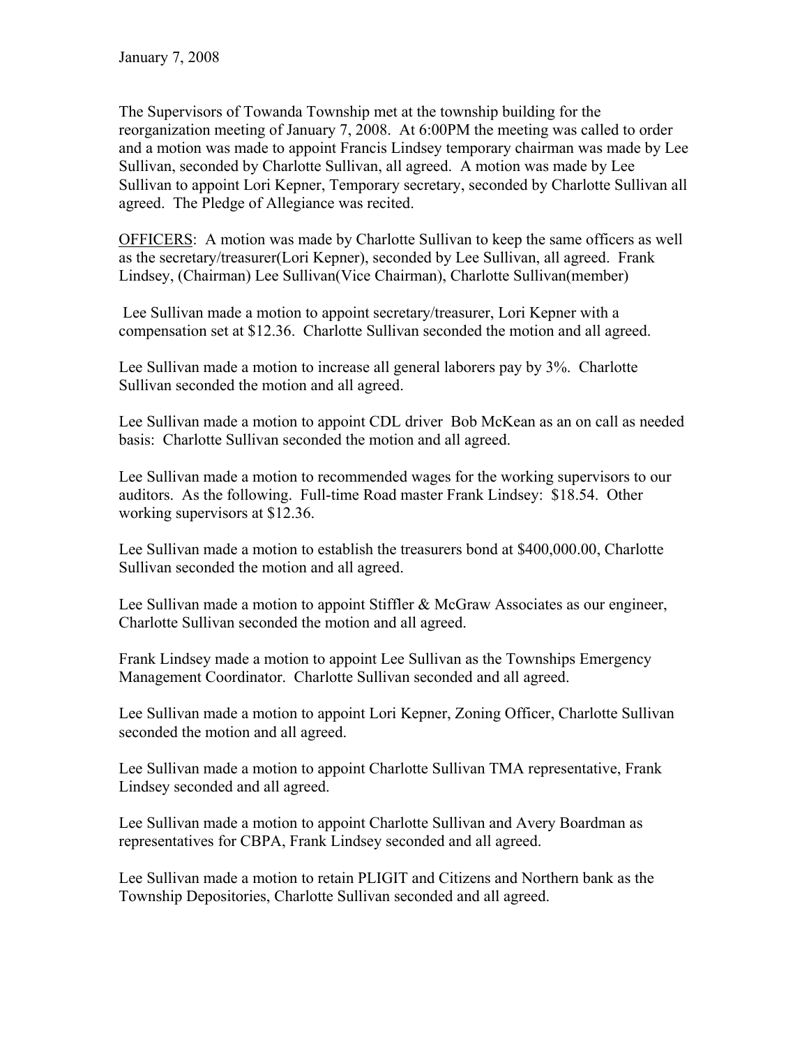January 7, 2008

The Supervisors of Towanda Township met at the township building for the reorganization meeting of January 7, 2008. At 6:00PM the meeting was called to order and a motion was made to appoint Francis Lindsey temporary chairman was made by Lee Sullivan, seconded by Charlotte Sullivan, all agreed. A motion was made by Lee Sullivan to appoint Lori Kepner, Temporary secretary, seconded by Charlotte Sullivan all agreed. The Pledge of Allegiance was recited.

OFFICERS: A motion was made by Charlotte Sullivan to keep the same officers as well as the secretary/treasurer(Lori Kepner), seconded by Lee Sullivan, all agreed. Frank Lindsey, (Chairman) Lee Sullivan(Vice Chairman), Charlotte Sullivan(member)

Lee Sullivan made a motion to appoint secretary/treasurer, Lori Kepner with a compensation set at $12.36. Charlotte Sullivan seconded the motion and all agreed.

Lee Sullivan made a motion to increase all general laborers pay by 3%. Charlotte Sullivan seconded the motion and all agreed.

Lee Sullivan made a motion to appoint CDL driver Bob McKean as an on call as needed basis: Charlotte Sullivan seconded the motion and all agreed.

Lee Sullivan made a motion to recommended wages for the working supervisors to our auditors. As the following. Full-time Road master Frank Lindsey: $18.54. Other working supervisors at $12.36.

Lee Sullivan made a motion to establish the treasurers bond at $400,000.00, Charlotte Sullivan seconded the motion and all agreed.

Lee Sullivan made a motion to appoint Stiffler & McGraw Associates as our engineer, Charlotte Sullivan seconded the motion and all agreed.

Frank Lindsey made a motion to appoint Lee Sullivan as the Townships Emergency Management Coordinator. Charlotte Sullivan seconded and all agreed.

Lee Sullivan made a motion to appoint Lori Kepner, Zoning Officer, Charlotte Sullivan seconded the motion and all agreed.

Lee Sullivan made a motion to appoint Charlotte Sullivan TMA representative, Frank Lindsey seconded and all agreed.

Lee Sullivan made a motion to appoint Charlotte Sullivan and Avery Boardman as representatives for CBPA, Frank Lindsey seconded and all agreed.

Lee Sullivan made a motion to retain PLIGIT and Citizens and Northern bank as the Township Depositories, Charlotte Sullivan seconded and all agreed.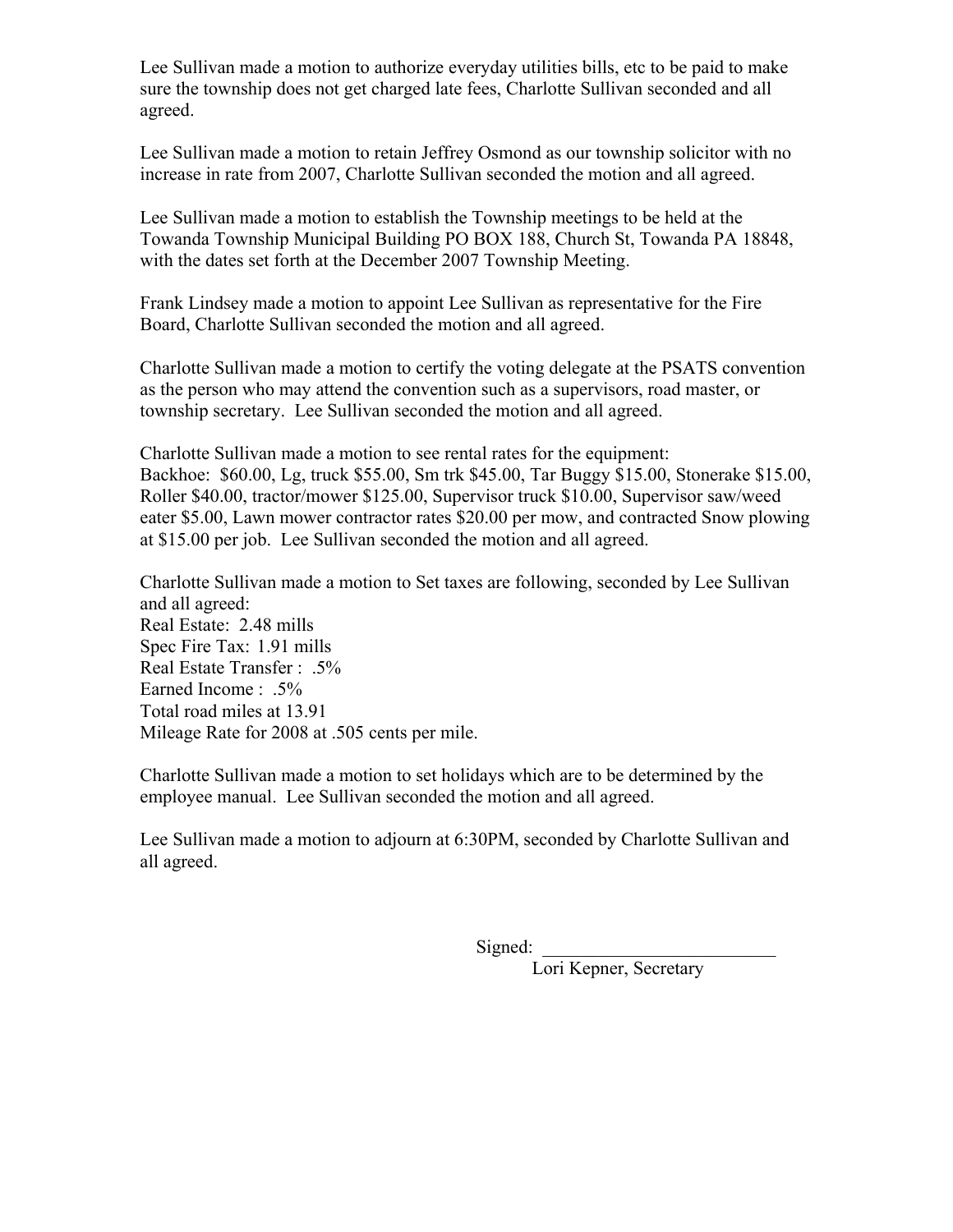Lee Sullivan made a motion to authorize everyday utilities bills, etc to be paid to make sure the township does not get charged late fees, Charlotte Sullivan seconded and all agreed.

Lee Sullivan made a motion to retain Jeffrey Osmond as our township solicitor with no increase in rate from 2007, Charlotte Sullivan seconded the motion and all agreed.

Lee Sullivan made a motion to establish the Township meetings to be held at the Towanda Township Municipal Building PO BOX 188, Church St, Towanda PA 18848, with the dates set forth at the December 2007 Township Meeting.

Frank Lindsey made a motion to appoint Lee Sullivan as representative for the Fire Board, Charlotte Sullivan seconded the motion and all agreed.

Charlotte Sullivan made a motion to certify the voting delegate at the PSATS convention as the person who may attend the convention such as a supervisors, road master, or township secretary. Lee Sullivan seconded the motion and all agreed.

Charlotte Sullivan made a motion to see rental rates for the equipment:
Backhoe: $60.00, Lg, truck $55.00, Sm trk $45.00, Tar Buggy $15.00, Stonerake $15.00, Roller $40.00, tractor/mower $125.00, Supervisor truck $10.00, Supervisor saw/weed eater $5.00, Lawn mower contractor rates $20.00 per mow, and contracted Snow plowing at $15.00 per job. Lee Sullivan seconded the motion and all agreed.

Charlotte Sullivan made a motion to Set taxes are following, seconded by Lee Sullivan and all agreed:
Real Estate: 2.48 mills
Spec Fire Tax: 1.91 mills
Real Estate Transfer : .5%
Earned Income : .5%
Total road miles at 13.91
Mileage Rate for 2008 at .505 cents per mile.

Charlotte Sullivan made a motion to set holidays which are to be determined by the employee manual. Lee Sullivan seconded the motion and all agreed.

Lee Sullivan made a motion to adjourn at 6:30PM, seconded by Charlotte Sullivan and all agreed.

Signed: _________________________
Lori Kepner, Secretary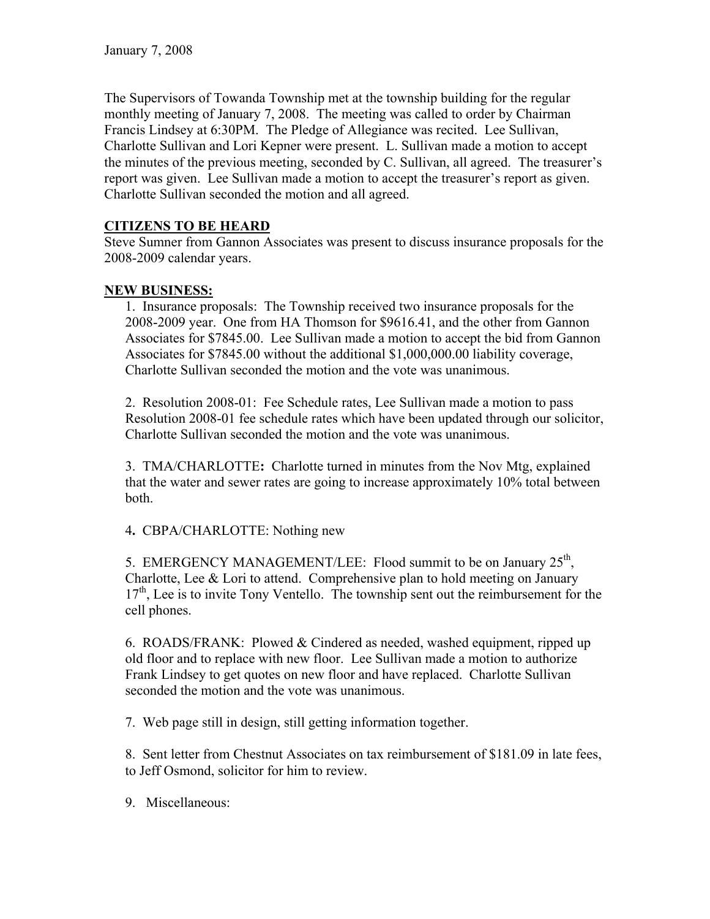January 7, 2008

The Supervisors of Towanda Township met at the township building for the regular monthly meeting of January 7, 2008. The meeting was called to order by Chairman Francis Lindsey at 6:30PM. The Pledge of Allegiance was recited. Lee Sullivan, Charlotte Sullivan and Lori Kepner were present. L. Sullivan made a motion to accept the minutes of the previous meeting, seconded by C. Sullivan, all agreed. The treasurer's report was given. Lee Sullivan made a motion to accept the treasurer's report as given. Charlotte Sullivan seconded the motion and all agreed.

**CITIZENS TO BE HEARD**

Steve Sumner from Gannon Associates was present to discuss insurance proposals for the 2008-2009 calendar years.

**NEW BUSINESS:**

1. Insurance proposals: The Township received two insurance proposals for the 2008-2009 year. One from HA Thomson for $9616.41, and the other from Gannon Associates for $7845.00. Lee Sullivan made a motion to accept the bid from Gannon Associates for $7845.00 without the additional $1,000,000.00 liability coverage, Charlotte Sullivan seconded the motion and the vote was unanimous.

2. Resolution 2008-01: Fee Schedule rates, Lee Sullivan made a motion to pass Resolution 2008-01 fee schedule rates which have been updated through our solicitor, Charlotte Sullivan seconded the motion and the vote was unanimous.

3. TMA/CHARLOTTE**:** Charlotte turned in minutes from the Nov Mtg, explained that the water and sewer rates are going to increase approximately 10% total between both.

4**.** CBPA/CHARLOTTE: Nothing new

5. EMERGENCY MANAGEMENT/LEE: Flood summit to be on January 25th, Charlotte, Lee & Lori to attend. Comprehensive plan to hold meeting on January 17th, Lee is to invite Tony Ventello. The township sent out the reimbursement for the cell phones.

6. ROADS/FRANK: Plowed & Cindered as needed, washed equipment, ripped up old floor and to replace with new floor. Lee Sullivan made a motion to authorize Frank Lindsey to get quotes on new floor and have replaced. Charlotte Sullivan seconded the motion and the vote was unanimous.

7. Web page still in design, still getting information together.

8. Sent letter from Chestnut Associates on tax reimbursement of $181.09 in late fees, to Jeff Osmond, solicitor for him to review.

9. Miscellaneous: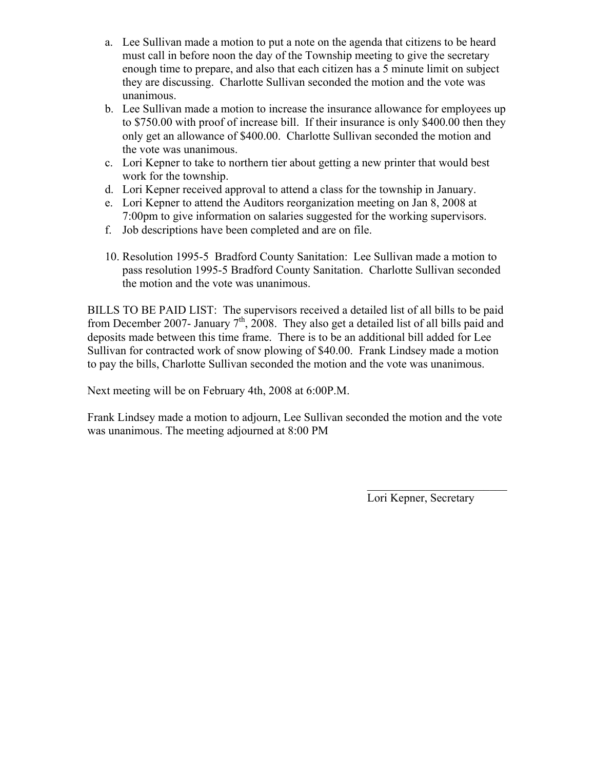a. Lee Sullivan made a motion to put a note on the agenda that citizens to be heard must call in before noon the day of the Township meeting to give the secretary enough time to prepare, and also that each citizen has a 5 minute limit on subject they are discussing. Charlotte Sullivan seconded the motion and the vote was unanimous.
b. Lee Sullivan made a motion to increase the insurance allowance for employees up to $750.00 with proof of increase bill. If their insurance is only $400.00 then they only get an allowance of $400.00. Charlotte Sullivan seconded the motion and the vote was unanimous.
c. Lori Kepner to take to northern tier about getting a new printer that would best work for the township.
d. Lori Kepner received approval to attend a class for the township in January.
e. Lori Kepner to attend the Auditors reorganization meeting on Jan 8, 2008 at 7:00pm to give information on salaries suggested for the working supervisors.
f. Job descriptions have been completed and are on file.

10. Resolution 1995-5 Bradford County Sanitation: Lee Sullivan made a motion to pass resolution 1995-5 Bradford County Sanitation. Charlotte Sullivan seconded the motion and the vote was unanimous.

BILLS TO BE PAID LIST: The supervisors received a detailed list of all bills to be paid from December 2007- January 7th, 2008. They also get a detailed list of all bills paid and deposits made between this time frame. There is to be an additional bill added for Lee Sullivan for contracted work of snow plowing of $40.00. Frank Lindsey made a motion to pay the bills, Charlotte Sullivan seconded the motion and the vote was unanimous.

Next meeting will be on February 4th, 2008 at 6:00P.M.

Frank Lindsey made a motion to adjourn, Lee Sullivan seconded the motion and the vote was unanimous. The meeting adjourned at 8:00 PM

\_\_\_\_\_\_\_\_\_\_\_\_\_\_\_\_\_\_\_\_\_\_\_\_\_\_

Lori Kepner, Secretary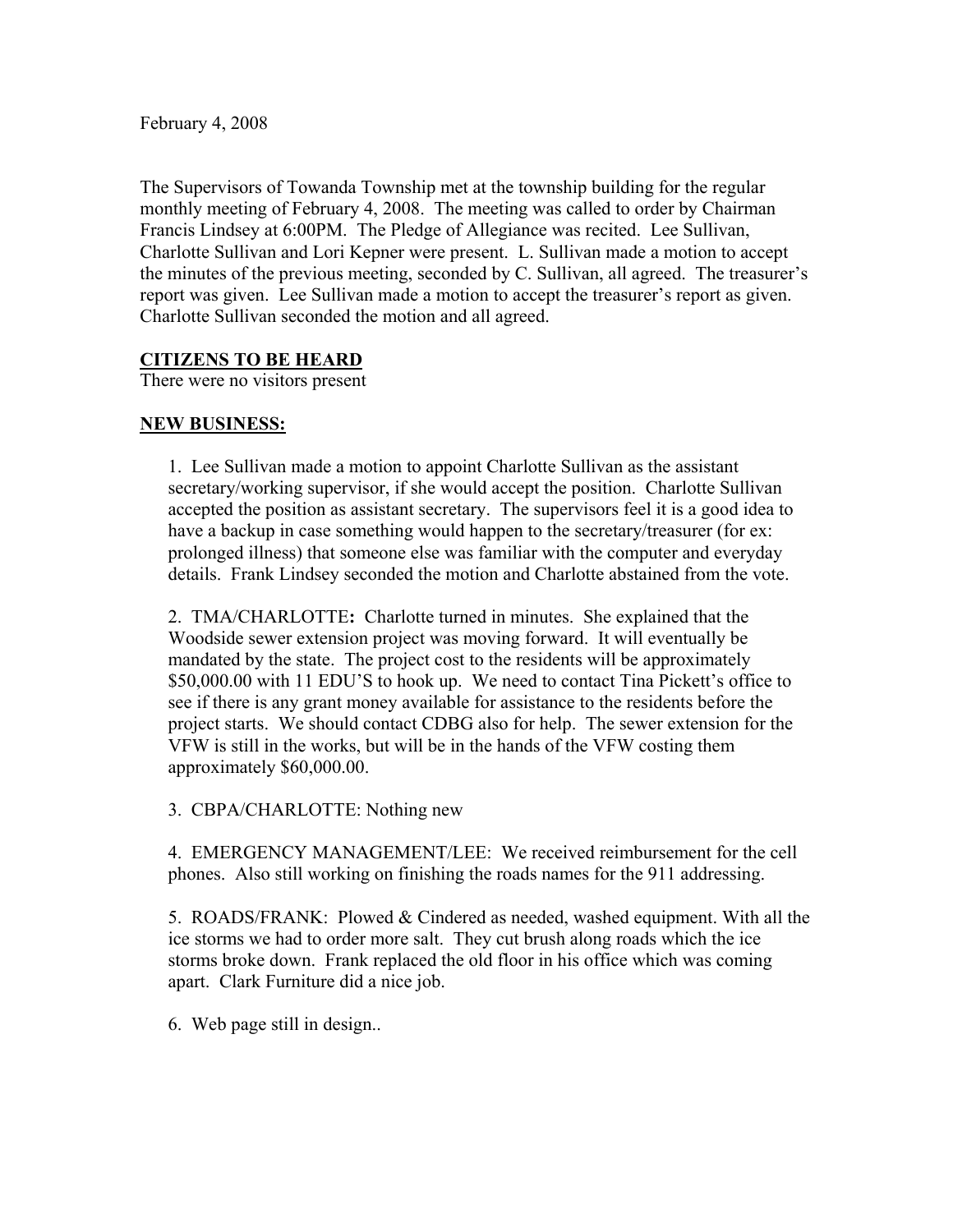February 4, 2008

The Supervisors of Towanda Township met at the township building for the regular monthly meeting of February 4, 2008. The meeting was called to order by Chairman Francis Lindsey at 6:00PM. The Pledge of Allegiance was recited. Lee Sullivan, Charlotte Sullivan and Lori Kepner were present. L. Sullivan made a motion to accept the minutes of the previous meeting, seconded by C. Sullivan, all agreed. The treasurer's report was given. Lee Sullivan made a motion to accept the treasurer's report as given. Charlotte Sullivan seconded the motion and all agreed.

**CITIZENS TO BE HEARD**

There were no visitors present

**NEW BUSINESS:**

1. Lee Sullivan made a motion to appoint Charlotte Sullivan as the assistant secretary/working supervisor, if she would accept the position. Charlotte Sullivan accepted the position as assistant secretary. The supervisors feel it is a good idea to have a backup in case something would happen to the secretary/treasurer (for ex: prolonged illness) that someone else was familiar with the computer and everyday details. Frank Lindsey seconded the motion and Charlotte abstained from the vote.

2. TMA/CHARLOTTE**:** Charlotte turned in minutes. She explained that the Woodside sewer extension project was moving forward. It will eventually be mandated by the state. The project cost to the residents will be approximately $50,000.00 with 11 EDU'S to hook up. We need to contact Tina Pickett's office to see if there is any grant money available for assistance to the residents before the project starts. We should contact CDBG also for help. The sewer extension for the VFW is still in the works, but will be in the hands of the VFW costing them approximately $60,000.00.

3. CBPA/CHARLOTTE: Nothing new

4. EMERGENCY MANAGEMENT/LEE: We received reimbursement for the cell phones. Also still working on finishing the roads names for the 911 addressing.

5. ROADS/FRANK: Plowed & Cindered as needed, washed equipment. With all the ice storms we had to order more salt. They cut brush along roads which the ice storms broke down. Frank replaced the old floor in his office which was coming apart. Clark Furniture did a nice job.

6. Web page still in design..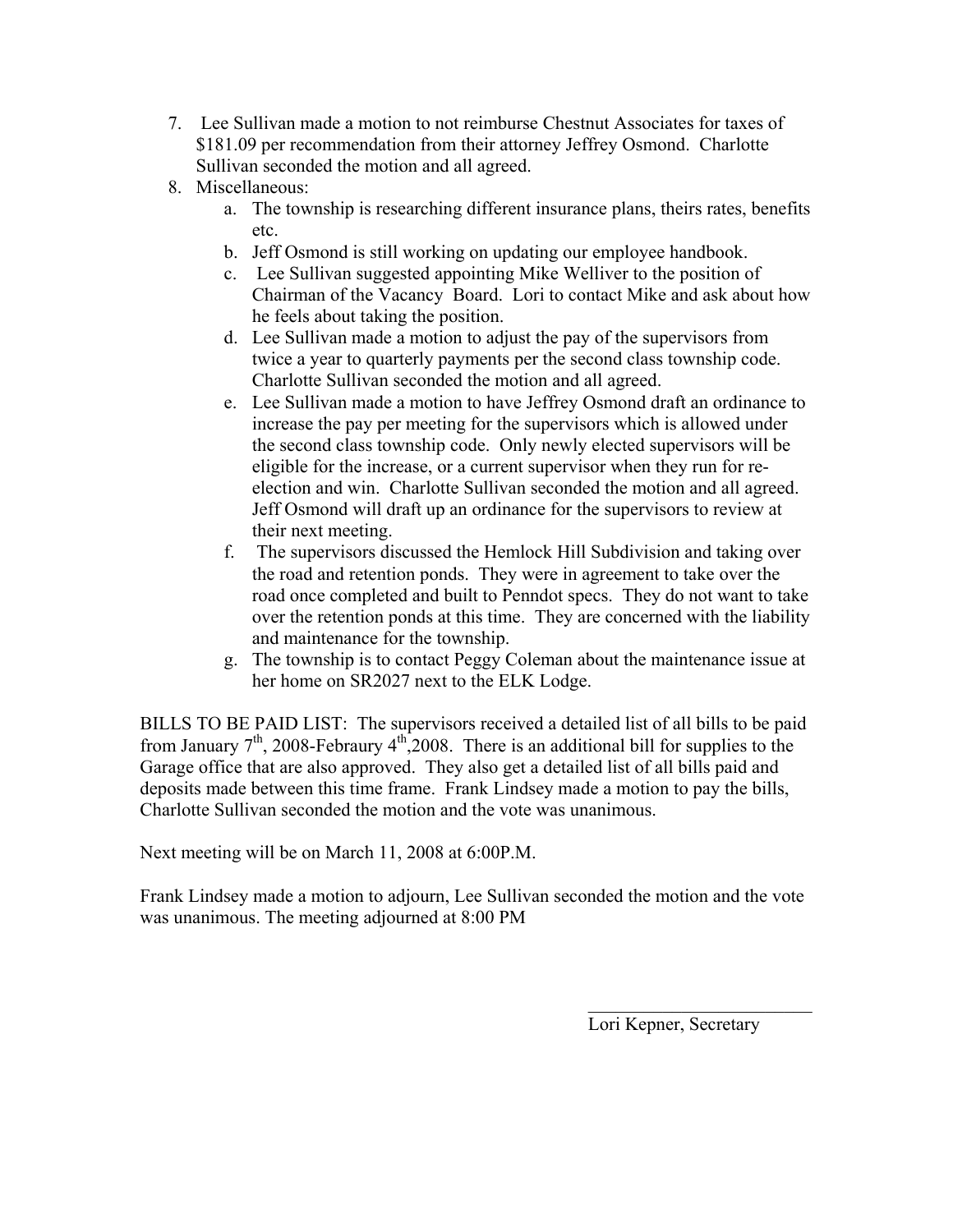7. Lee Sullivan made a motion to not reimburse Chestnut Associates for taxes of $181.09 per recommendation from their attorney Jeffrey Osmond. Charlotte Sullivan seconded the motion and all agreed.
8. Miscellaneous:
   a. The township is researching different insurance plans, theirs rates, benefits etc.
   b. Jeff Osmond is still working on updating our employee handbook.
   c. Lee Sullivan suggested appointing Mike Welliver to the position of Chairman of the Vacancy Board. Lori to contact Mike and ask about how he feels about taking the position.
   d. Lee Sullivan made a motion to adjust the pay of the supervisors from twice a year to quarterly payments per the second class township code. Charlotte Sullivan seconded the motion and all agreed.
   e. Lee Sullivan made a motion to have Jeffrey Osmond draft an ordinance to increase the pay per meeting for the supervisors which is allowed under the second class township code. Only newly elected supervisors will be eligible for the increase, or a current supervisor when they run for re-election and win. Charlotte Sullivan seconded the motion and all agreed. Jeff Osmond will draft up an ordinance for the supervisors to review at their next meeting.
   f. The supervisors discussed the Hemlock Hill Subdivision and taking over the road and retention ponds. They were in agreement to take over the road once completed and built to Penndot specs. They do not want to take over the retention ponds at this time. They are concerned with the liability and maintenance for the township.
   g. The township is to contact Peggy Coleman about the maintenance issue at her home on SR2027 next to the ELK Lodge.

BILLS TO BE PAID LIST: The supervisors received a detailed list of all bills to be paid from January 7th, 2008-Febraury 4th,2008. There is an additional bill for supplies to the Garage office that are also approved. They also get a detailed list of all bills paid and deposits made between this time frame. Frank Lindsey made a motion to pay the bills, Charlotte Sullivan seconded the motion and the vote was unanimous.

Next meeting will be on March 11, 2008 at 6:00P.M.

Frank Lindsey made a motion to adjourn, Lee Sullivan seconded the motion and the vote was unanimous. The meeting adjourned at 8:00 PM

\_\_\_\_\_\_\_\_\_\_\_\_\_\_\_\_\_\_\_\_\_\_\_\_

Lori Kepner, Secretary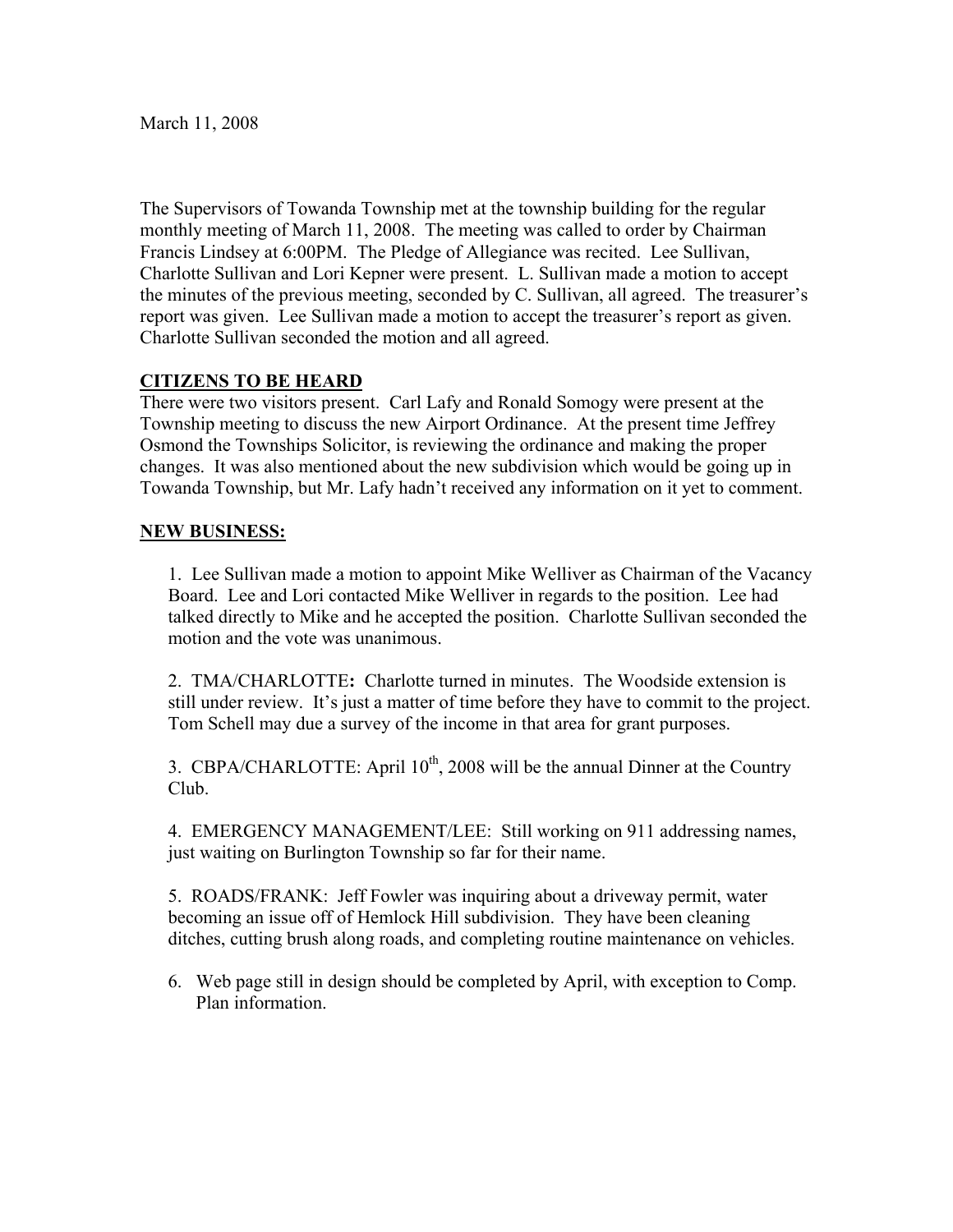March 11, 2008

The Supervisors of Towanda Township met at the township building for the regular monthly meeting of March 11, 2008. The meeting was called to order by Chairman Francis Lindsey at 6:00PM. The Pledge of Allegiance was recited. Lee Sullivan, Charlotte Sullivan and Lori Kepner were present. L. Sullivan made a motion to accept the minutes of the previous meeting, seconded by C. Sullivan, all agreed. The treasurer's report was given. Lee Sullivan made a motion to accept the treasurer's report as given. Charlotte Sullivan seconded the motion and all agreed.

## CITIZENS TO BE HEARD

There were two visitors present. Carl Lafy and Ronald Somogy were present at the Township meeting to discuss the new Airport Ordinance. At the present time Jeffrey Osmond the Townships Solicitor, is reviewing the ordinance and making the proper changes. It was also mentioned about the new subdivision which would be going up in Towanda Township, but Mr. Lafy hadn't received any information on it yet to comment.

## NEW BUSINESS:

1. Lee Sullivan made a motion to appoint Mike Welliver as Chairman of the Vacancy Board. Lee and Lori contacted Mike Welliver in regards to the position. Lee had talked directly to Mike and he accepted the position. Charlotte Sullivan seconded the motion and the vote was unanimous.

2. TMA/CHARLOTTE**:** Charlotte turned in minutes. The Woodside extension is still under review. It's just a matter of time before they have to commit to the project. Tom Schell may due a survey of the income in that area for grant purposes.

3. CBPA/CHARLOTTE: April 10th, 2008 will be the annual Dinner at the Country Club.

4. EMERGENCY MANAGEMENT/LEE: Still working on 911 addressing names, just waiting on Burlington Township so far for their name.

5. ROADS/FRANK: Jeff Fowler was inquiring about a driveway permit, water becoming an issue off of Hemlock Hill subdivision. They have been cleaning ditches, cutting brush along roads, and completing routine maintenance on vehicles.

6. Web page still in design should be completed by April, with exception to Comp. Plan information.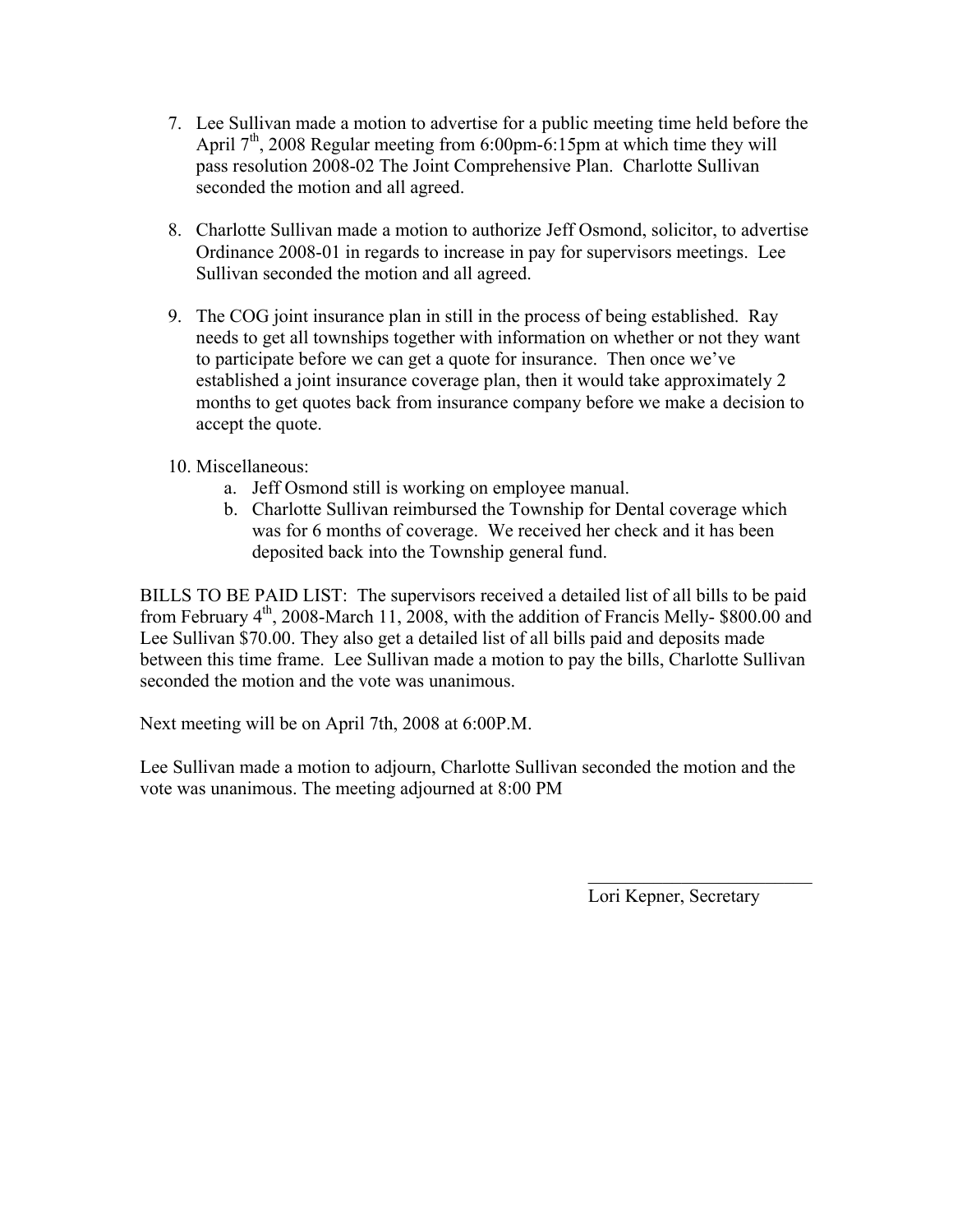7. Lee Sullivan made a motion to advertise for a public meeting time held before the April 7th, 2008 Regular meeting from 6:00pm-6:15pm at which time they will pass resolution 2008-02 The Joint Comprehensive Plan. Charlotte Sullivan seconded the motion and all agreed.

8. Charlotte Sullivan made a motion to authorize Jeff Osmond, solicitor, to advertise Ordinance 2008-01 in regards to increase in pay for supervisors meetings. Lee Sullivan seconded the motion and all agreed.

9. The COG joint insurance plan in still in the process of being established. Ray needs to get all townships together with information on whether or not they want to participate before we can get a quote for insurance. Then once we've established a joint insurance coverage plan, then it would take approximately 2 months to get quotes back from insurance company before we make a decision to accept the quote.

10. Miscellaneous:
    a. Jeff Osmond still is working on employee manual.
    b. Charlotte Sullivan reimbursed the Township for Dental coverage which was for 6 months of coverage. We received her check and it has been deposited back into the Township general fund.

BILLS TO BE PAID LIST: The supervisors received a detailed list of all bills to be paid from February 4th, 2008-March 11, 2008, with the addition of Francis Melly- $800.00 and Lee Sullivan $70.00. They also get a detailed list of all bills paid and deposits made between this time frame. Lee Sullivan made a motion to pay the bills, Charlotte Sullivan seconded the motion and the vote was unanimous.

Next meeting will be on April 7th, 2008 at 6:00P.M.

Lee Sullivan made a motion to adjourn, Charlotte Sullivan seconded the motion and the vote was unanimous. The meeting adjourned at 8:00 PM

\_\_\_\_\_\_\_\_\_\_\_\_\_\_\_\_\_\_\_\_\_\_\_\_\_

Lori Kepner, Secretary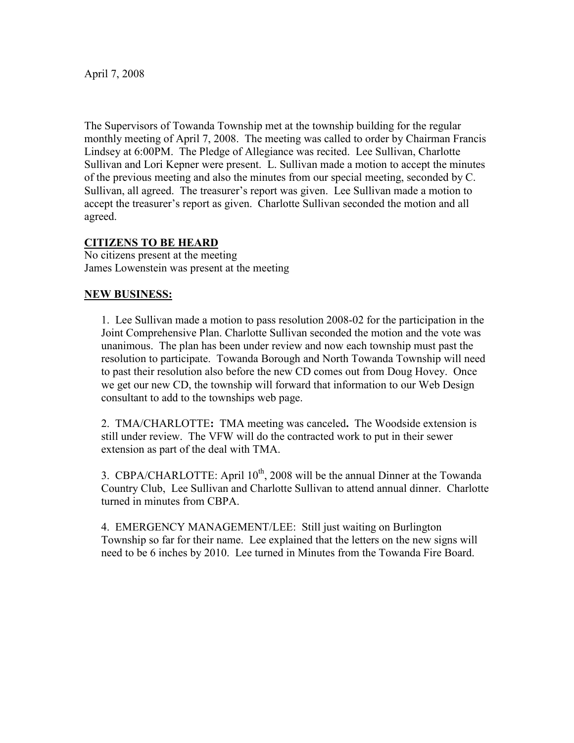April 7, 2008

The Supervisors of Towanda Township met at the township building for the regular monthly meeting of April 7, 2008. The meeting was called to order by Chairman Francis Lindsey at 6:00PM. The Pledge of Allegiance was recited. Lee Sullivan, Charlotte Sullivan and Lori Kepner were present. L. Sullivan made a motion to accept the minutes of the previous meeting and also the minutes from our special meeting, seconded by C. Sullivan, all agreed. The treasurer's report was given. Lee Sullivan made a motion to accept the treasurer's report as given. Charlotte Sullivan seconded the motion and all agreed.

**CITIZENS TO BE HEARD**

No citizens present at the meeting
James Lowenstein was present at the meeting

**NEW BUSINESS:**

1. Lee Sullivan made a motion to pass resolution 2008-02 for the participation in the Joint Comprehensive Plan. Charlotte Sullivan seconded the motion and the vote was unanimous. The plan has been under review and now each township must past the resolution to participate. Towanda Borough and North Towanda Township will need to past their resolution also before the new CD comes out from Doug Hovey. Once we get our new CD, the township will forward that information to our Web Design consultant to add to the townships web page.

2. TMA/CHARLOTTE**:** TMA meeting was canceled**.** The Woodside extension is still under review. The VFW will do the contracted work to put in their sewer extension as part of the deal with TMA.

3. CBPA/CHARLOTTE: April 10th, 2008 will be the annual Dinner at the Towanda Country Club, Lee Sullivan and Charlotte Sullivan to attend annual dinner. Charlotte turned in minutes from CBPA.

4. EMERGENCY MANAGEMENT/LEE: Still just waiting on Burlington Township so far for their name. Lee explained that the letters on the new signs will need to be 6 inches by 2010. Lee turned in Minutes from the Towanda Fire Board.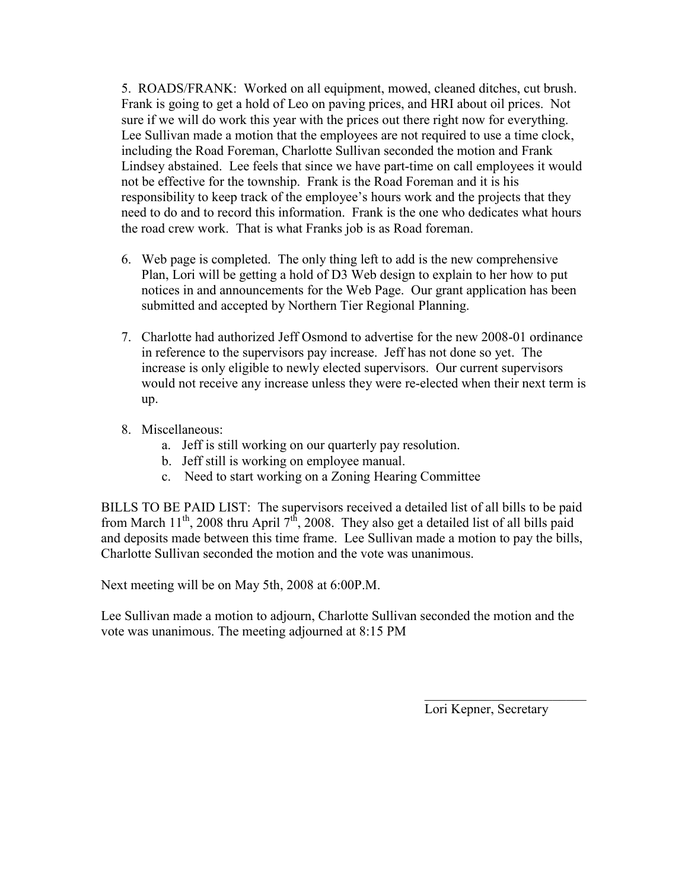5. ROADS/FRANK: Worked on all equipment, mowed, cleaned ditches, cut brush. Frank is going to get a hold of Leo on paving prices, and HRI about oil prices. Not sure if we will do work this year with the prices out there right now for everything. Lee Sullivan made a motion that the employees are not required to use a time clock, including the Road Foreman, Charlotte Sullivan seconded the motion and Frank Lindsey abstained. Lee feels that since we have part-time on call employees it would not be effective for the township. Frank is the Road Foreman and it is his responsibility to keep track of the employee's hours work and the projects that they need to do and to record this information. Frank is the one who dedicates what hours the road crew work. That is what Franks job is as Road foreman.

6. Web page is completed. The only thing left to add is the new comprehensive Plan, Lori will be getting a hold of D3 Web design to explain to her how to put notices in and announcements for the Web Page. Our grant application has been submitted and accepted by Northern Tier Regional Planning.

7. Charlotte had authorized Jeff Osmond to advertise for the new 2008-01 ordinance in reference to the supervisors pay increase. Jeff has not done so yet. The increase is only eligible to newly elected supervisors. Our current supervisors would not receive any increase unless they were re-elected when their next term is up.

8. Miscellaneous:
   a. Jeff is still working on our quarterly pay resolution.
   b. Jeff still is working on employee manual.
   c. Need to start working on a Zoning Hearing Committee

BILLS TO BE PAID LIST: The supervisors received a detailed list of all bills to be paid from March 11th, 2008 thru April 7th, 2008. They also get a detailed list of all bills paid and deposits made between this time frame. Lee Sullivan made a motion to pay the bills, Charlotte Sullivan seconded the motion and the vote was unanimous.

Next meeting will be on May 5th, 2008 at 6:00P.M.

Lee Sullivan made a motion to adjourn, Charlotte Sullivan seconded the motion and the vote was unanimous. The meeting adjourned at 8:15 PM

\_\_\_\_\_\_\_\_\_\_\_\_\_\_\_\_\_\_\_\_\_\_\_\_

Lori Kepner, Secretary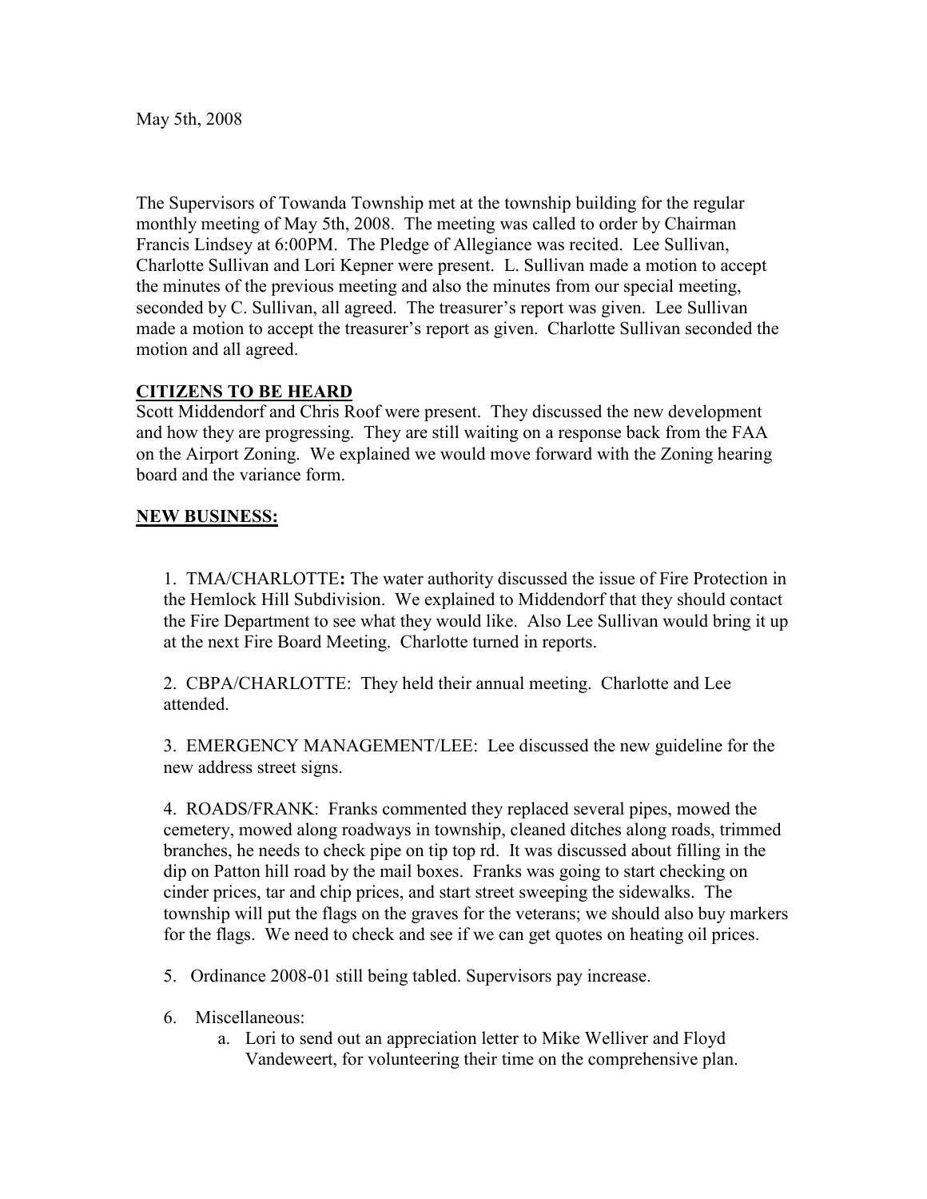May 5th, 2008

The Supervisors of Towanda Township met at the township building for the regular monthly meeting of May 5th, 2008. The meeting was called to order by Chairman Francis Lindsey at 6:00PM. The Pledge of Allegiance was recited. Lee Sullivan, Charlotte Sullivan and Lori Kepner were present. L. Sullivan made a motion to accept the minutes of the previous meeting and also the minutes from our special meeting, seconded by C. Sullivan, all agreed. The treasurer's report was given. Lee Sullivan made a motion to accept the treasurer's report as given. Charlotte Sullivan seconded the motion and all agreed.

**CITIZENS TO BE HEARD**

Scott Middendorf and Chris Roof were present. They discussed the new development and how they are progressing. They are still waiting on a response back from the FAA on the Airport Zoning. We explained we would move forward with the Zoning hearing board and the variance form.

**NEW BUSINESS:**

1. TMA/CHARLOTTE**:** The water authority discussed the issue of Fire Protection in the Hemlock Hill Subdivision. We explained to Middendorf that they should contact the Fire Department to see what they would like. Also Lee Sullivan would bring it up at the next Fire Board Meeting. Charlotte turned in reports.

2. CBPA/CHARLOTTE: They held their annual meeting. Charlotte and Lee attended.

3. EMERGENCY MANAGEMENT/LEE: Lee discussed the new guideline for the new address street signs.

4. ROADS/FRANK: Franks commented they replaced several pipes, mowed the cemetery, mowed along roadways in township, cleaned ditches along roads, trimmed branches, he needs to check pipe on tip top rd. It was discussed about filling in the dip on Patton hill road by the mail boxes. Franks was going to start checking on cinder prices, tar and chip prices, and start street sweeping the sidewalks. The township will put the flags on the graves for the veterans; we should also buy markers for the flags. We need to check and see if we can get quotes on heating oil prices.

5. Ordinance 2008-01 still being tabled. Supervisors pay increase.

6. Miscellaneous:
   a. Lori to send out an appreciation letter to Mike Welliver and Floyd Vandeweert, for volunteering their time on the comprehensive plan.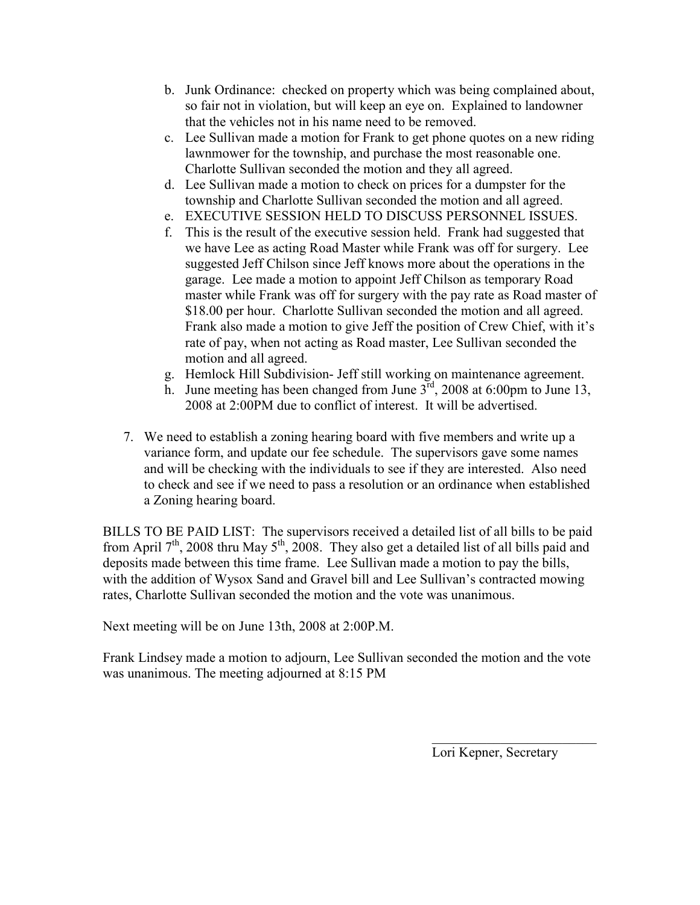b. Junk Ordinance: checked on property which was being complained about, so fair not in violation, but will keep an eye on. Explained to landowner that the vehicles not in his name need to be removed.
c. Lee Sullivan made a motion for Frank to get phone quotes on a new riding lawnmower for the township, and purchase the most reasonable one. Charlotte Sullivan seconded the motion and they all agreed.
d. Lee Sullivan made a motion to check on prices for a dumpster for the township and Charlotte Sullivan seconded the motion and all agreed.
e. EXECUTIVE SESSION HELD TO DISCUSS PERSONNEL ISSUES.
f. This is the result of the executive session held. Frank had suggested that we have Lee as acting Road Master while Frank was off for surgery. Lee suggested Jeff Chilson since Jeff knows more about the operations in the garage. Lee made a motion to appoint Jeff Chilson as temporary Road master while Frank was off for surgery with the pay rate as Road master of $18.00 per hour. Charlotte Sullivan seconded the motion and all agreed. Frank also made a motion to give Jeff the position of Crew Chief, with it's rate of pay, when not acting as Road master, Lee Sullivan seconded the motion and all agreed.
g. Hemlock Hill Subdivision- Jeff still working on maintenance agreement.
h. June meeting has been changed from June 3rd, 2008 at 6:00pm to June 13, 2008 at 2:00PM due to conflict of interest. It will be advertised.

7. We need to establish a zoning hearing board with five members and write up a variance form, and update our fee schedule. The supervisors gave some names and will be checking with the individuals to see if they are interested. Also need to check and see if we need to pass a resolution or an ordinance when established a Zoning hearing board.

BILLS TO BE PAID LIST: The supervisors received a detailed list of all bills to be paid from April 7th, 2008 thru May 5th, 2008. They also get a detailed list of all bills paid and deposits made between this time frame. Lee Sullivan made a motion to pay the bills, with the addition of Wysox Sand and Gravel bill and Lee Sullivan's contracted mowing rates, Charlotte Sullivan seconded the motion and the vote was unanimous.

Next meeting will be on June 13th, 2008 at 2:00P.M.

Frank Lindsey made a motion to adjourn, Lee Sullivan seconded the motion and the vote was unanimous. The meeting adjourned at 8:15 PM

\_\_\_\_\_\_\_\_\_\_\_\_\_\_\_\_\_\_\_\_\_\_\_\_\_\_

Lori Kepner, Secretary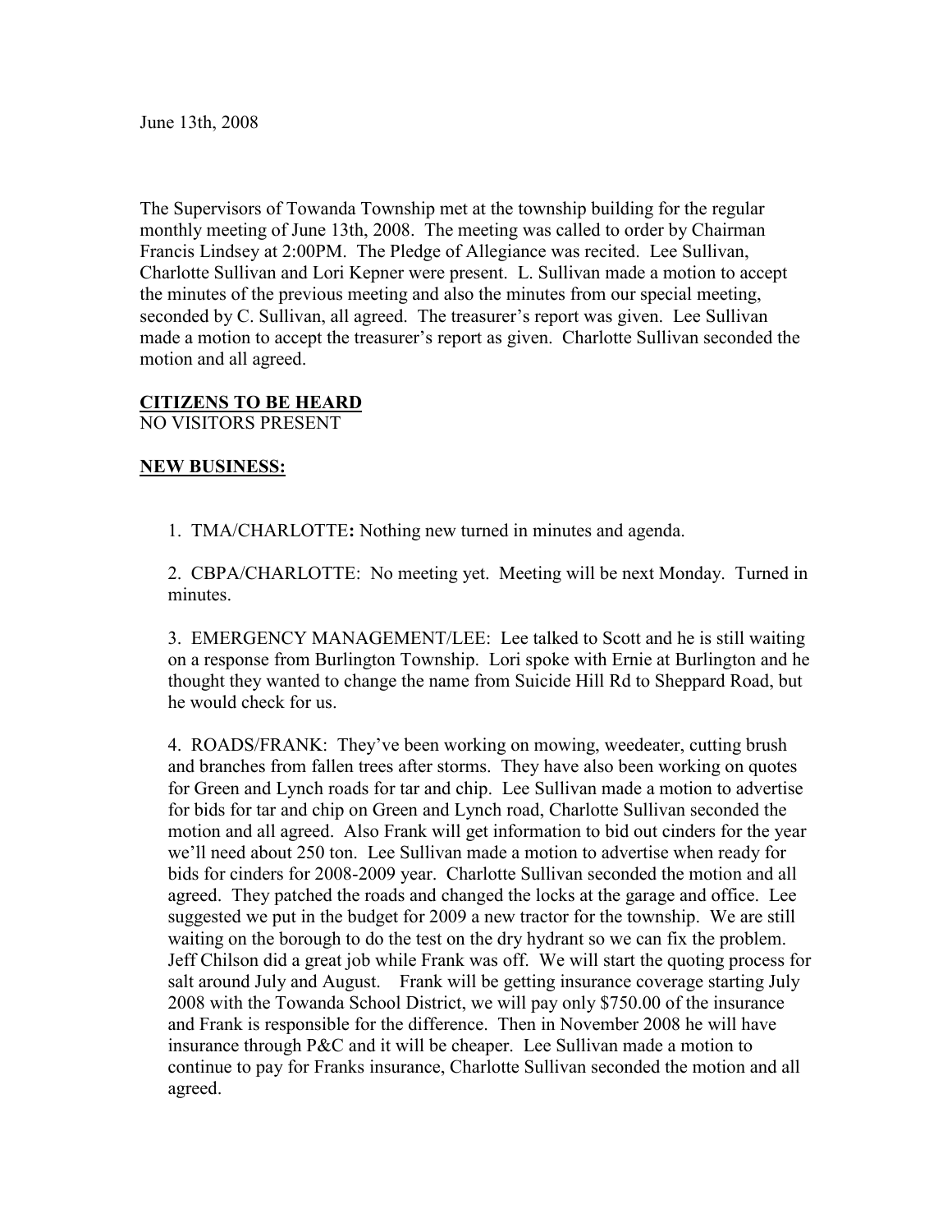June 13th, 2008

The Supervisors of Towanda Township met at the township building for the regular monthly meeting of June 13th, 2008. The meeting was called to order by Chairman Francis Lindsey at 2:00PM. The Pledge of Allegiance was recited. Lee Sullivan, Charlotte Sullivan and Lori Kepner were present. L. Sullivan made a motion to accept the minutes of the previous meeting and also the minutes from our special meeting, seconded by C. Sullivan, all agreed. The treasurer's report was given. Lee Sullivan made a motion to accept the treasurer's report as given. Charlotte Sullivan seconded the motion and all agreed.

**CITIZENS TO BE HEARD**

NO VISITORS PRESENT

**NEW BUSINESS:**

1. TMA/CHARLOTTE**:** Nothing new turned in minutes and agenda.

2. CBPA/CHARLOTTE: No meeting yet. Meeting will be next Monday. Turned in minutes.

3. EMERGENCY MANAGEMENT/LEE: Lee talked to Scott and he is still waiting on a response from Burlington Township. Lori spoke with Ernie at Burlington and he thought they wanted to change the name from Suicide Hill Rd to Sheppard Road, but he would check for us.

4. ROADS/FRANK: They've been working on mowing, weedeater, cutting brush and branches from fallen trees after storms. They have also been working on quotes for Green and Lynch roads for tar and chip. Lee Sullivan made a motion to advertise for bids for tar and chip on Green and Lynch road, Charlotte Sullivan seconded the motion and all agreed. Also Frank will get information to bid out cinders for the year we'll need about 250 ton. Lee Sullivan made a motion to advertise when ready for bids for cinders for 2008-2009 year. Charlotte Sullivan seconded the motion and all agreed. They patched the roads and changed the locks at the garage and office. Lee suggested we put in the budget for 2009 a new tractor for the township. We are still waiting on the borough to do the test on the dry hydrant so we can fix the problem. Jeff Chilson did a great job while Frank was off. We will start the quoting process for salt around July and August. Frank will be getting insurance coverage starting July 2008 with the Towanda School District, we will pay only $750.00 of the insurance and Frank is responsible for the difference. Then in November 2008 he will have insurance through P&C and it will be cheaper. Lee Sullivan made a motion to continue to pay for Franks insurance, Charlotte Sullivan seconded the motion and all agreed.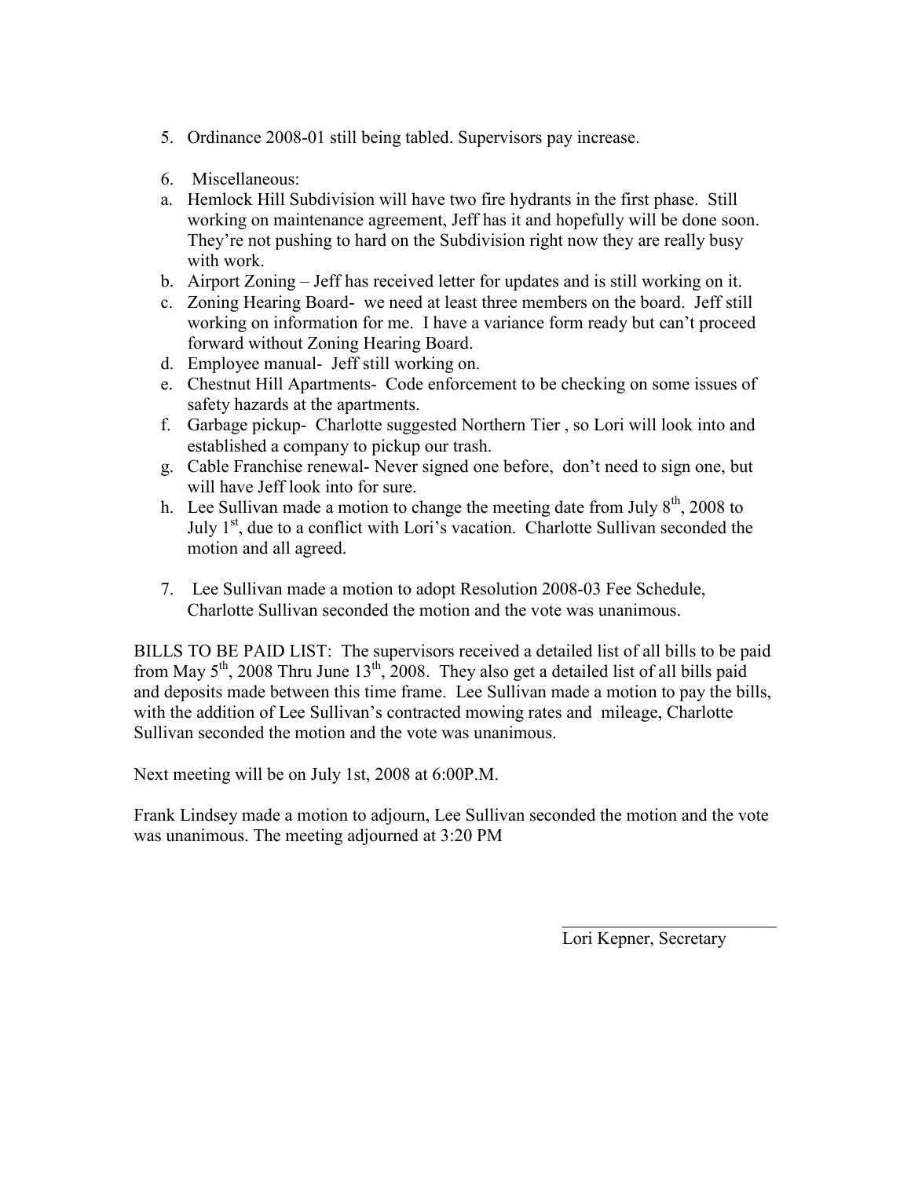5. Ordinance 2008-01 still being tabled. Supervisors pay increase.

6. Miscellaneous:

a. Hemlock Hill Subdivision will have two fire hydrants in the first phase. Still working on maintenance agreement, Jeff has it and hopefully will be done soon. They're not pushing to hard on the Subdivision right now they are really busy with work.
b. Airport Zoning – Jeff has received letter for updates and is still working on it.
c. Zoning Hearing Board- we need at least three members on the board. Jeff still working on information for me. I have a variance form ready but can't proceed forward without Zoning Hearing Board.
d. Employee manual- Jeff still working on.
e. Chestnut Hill Apartments- Code enforcement to be checking on some issues of safety hazards at the apartments.
f. Garbage pickup- Charlotte suggested Northern Tier , so Lori will look into and established a company to pickup our trash.
g. Cable Franchise renewal- Never signed one before, don't need to sign one, but will have Jeff look into for sure.
h. Lee Sullivan made a motion to change the meeting date from July 8th, 2008 to July 1st, due to a conflict with Lori's vacation. Charlotte Sullivan seconded the motion and all agreed.

7. Lee Sullivan made a motion to adopt Resolution 2008-03 Fee Schedule, Charlotte Sullivan seconded the motion and the vote was unanimous.

BILLS TO BE PAID LIST: The supervisors received a detailed list of all bills to be paid from May 5th, 2008 Thru June 13th, 2008. They also get a detailed list of all bills paid and deposits made between this time frame. Lee Sullivan made a motion to pay the bills, with the addition of Lee Sullivan's contracted mowing rates and mileage, Charlotte Sullivan seconded the motion and the vote was unanimous.

Next meeting will be on July 1st, 2008 at 6:00P.M.

Frank Lindsey made a motion to adjourn, Lee Sullivan seconded the motion and the vote was unanimous. The meeting adjourned at 3:20 PM

\_\_\_\_\_\_\_\_\_\_\_\_\_\_\_\_\_\_\_\_\_\_\_\_

Lori Kepner, Secretary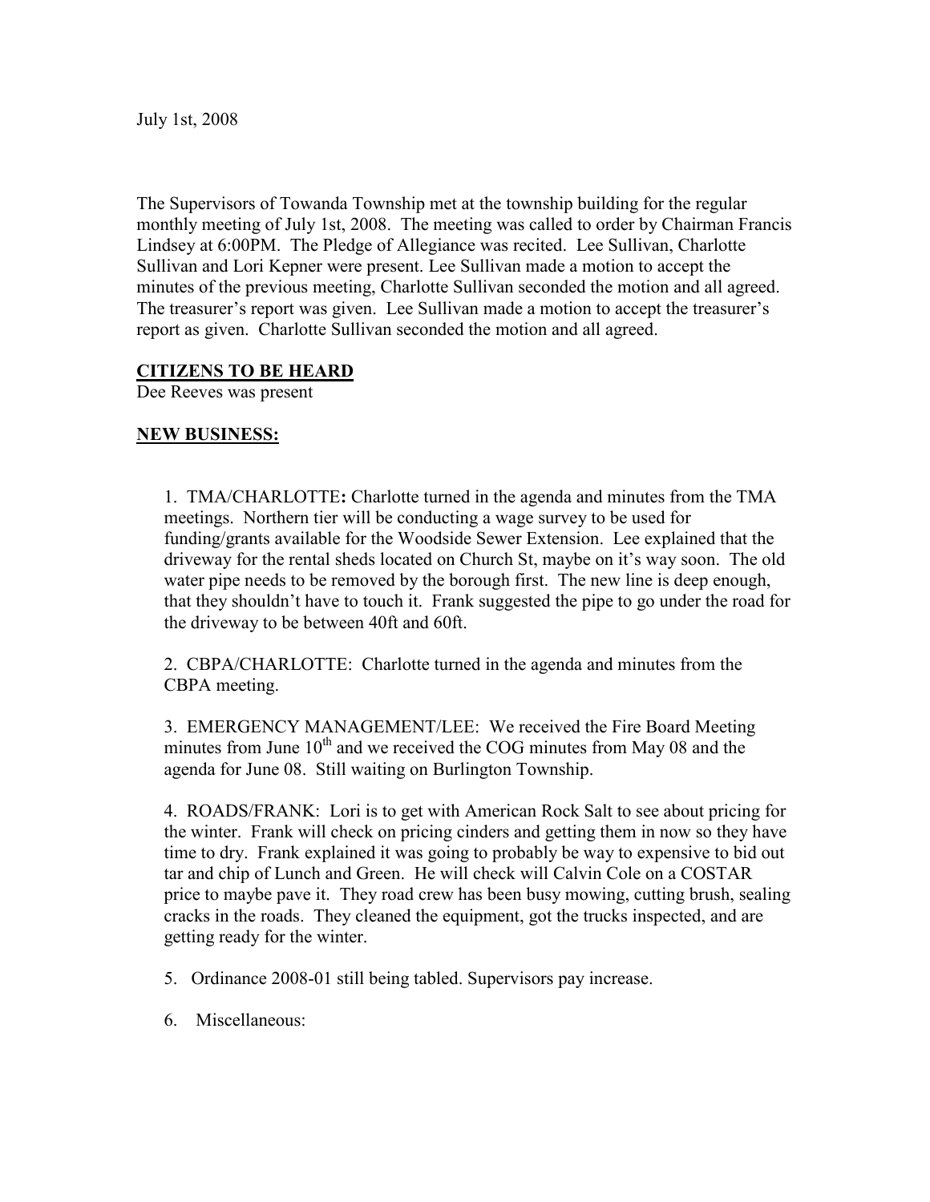July 1st, 2008

The Supervisors of Towanda Township met at the township building for the regular monthly meeting of July 1st, 2008. The meeting was called to order by Chairman Francis Lindsey at 6:00PM. The Pledge of Allegiance was recited. Lee Sullivan, Charlotte Sullivan and Lori Kepner were present. Lee Sullivan made a motion to accept the minutes of the previous meeting, Charlotte Sullivan seconded the motion and all agreed. The treasurer's report was given. Lee Sullivan made a motion to accept the treasurer's report as given. Charlotte Sullivan seconded the motion and all agreed.

**CITIZENS TO BE HEARD**

Dee Reeves was present

**NEW BUSINESS:**

1. TMA/CHARLOTTE**:** Charlotte turned in the agenda and minutes from the TMA meetings. Northern tier will be conducting a wage survey to be used for funding/grants available for the Woodside Sewer Extension. Lee explained that the driveway for the rental sheds located on Church St, maybe on it's way soon. The old water pipe needs to be removed by the borough first. The new line is deep enough, that they shouldn't have to touch it. Frank suggested the pipe to go under the road for the driveway to be between 40ft and 60ft.

2. CBPA/CHARLOTTE: Charlotte turned in the agenda and minutes from the CBPA meeting.

3. EMERGENCY MANAGEMENT/LEE: We received the Fire Board Meeting minutes from June 10th and we received the COG minutes from May 08 and the agenda for June 08. Still waiting on Burlington Township.

4. ROADS/FRANK: Lori is to get with American Rock Salt to see about pricing for the winter. Frank will check on pricing cinders and getting them in now so they have time to dry. Frank explained it was going to probably be way to expensive to bid out tar and chip of Lunch and Green. He will check will Calvin Cole on a COSTAR price to maybe pave it. They road crew has been busy mowing, cutting brush, sealing cracks in the roads. They cleaned the equipment, got the trucks inspected, and are getting ready for the winter.

5. Ordinance 2008-01 still being tabled. Supervisors pay increase.

6. Miscellaneous: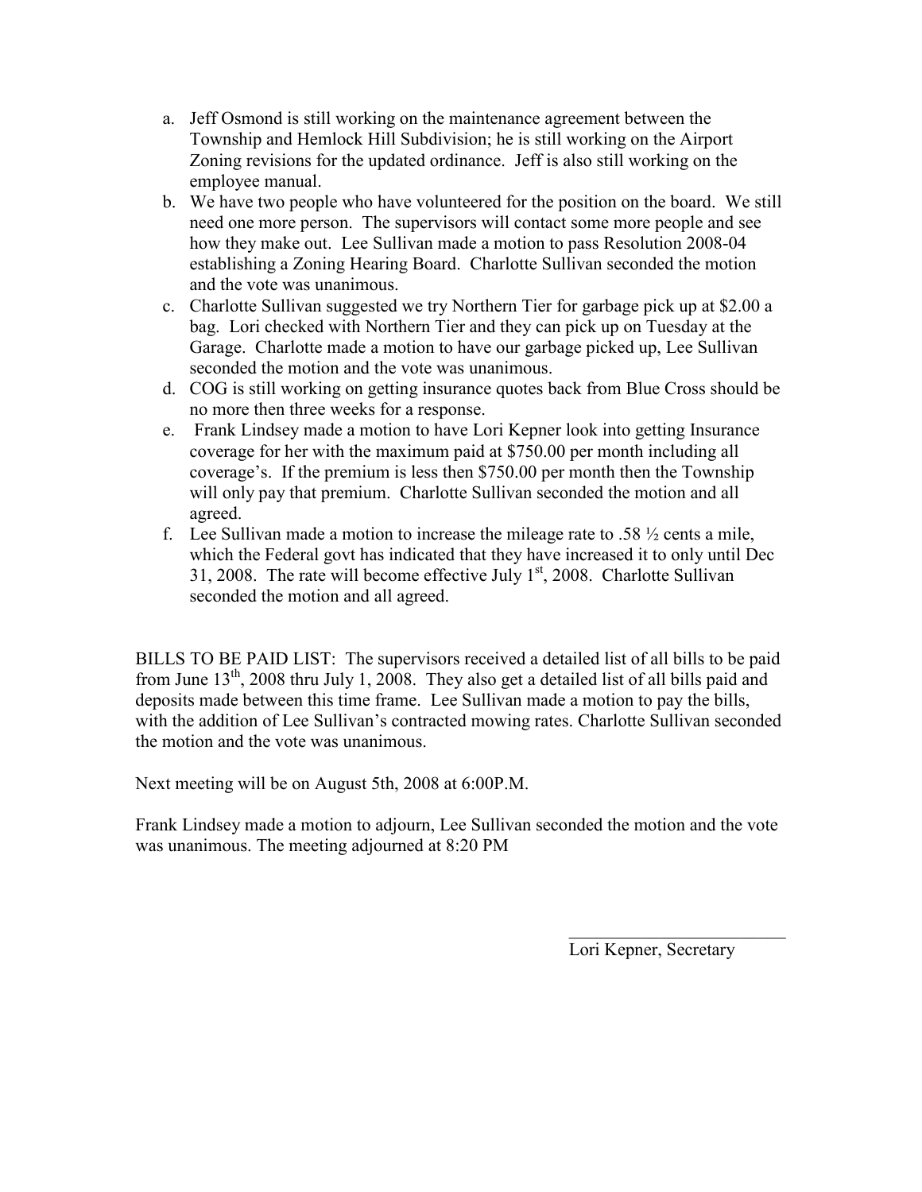a. Jeff Osmond is still working on the maintenance agreement between the Township and Hemlock Hill Subdivision; he is still working on the Airport Zoning revisions for the updated ordinance. Jeff is also still working on the employee manual.
b. We have two people who have volunteered for the position on the board. We still need one more person. The supervisors will contact some more people and see how they make out. Lee Sullivan made a motion to pass Resolution 2008-04 establishing a Zoning Hearing Board. Charlotte Sullivan seconded the motion and the vote was unanimous.
c. Charlotte Sullivan suggested we try Northern Tier for garbage pick up at $2.00 a bag. Lori checked with Northern Tier and they can pick up on Tuesday at the Garage. Charlotte made a motion to have our garbage picked up, Lee Sullivan seconded the motion and the vote was unanimous.
d. COG is still working on getting insurance quotes back from Blue Cross should be no more then three weeks for a response.
e. Frank Lindsey made a motion to have Lori Kepner look into getting Insurance coverage for her with the maximum paid at $750.00 per month including all coverage's. If the premium is less then $750.00 per month then the Township will only pay that premium. Charlotte Sullivan seconded the motion and all agreed.
f. Lee Sullivan made a motion to increase the mileage rate to .58 ½ cents a mile, which the Federal govt has indicated that they have increased it to only until Dec 31, 2008. The rate will become effective July 1st, 2008. Charlotte Sullivan seconded the motion and all agreed.

BILLS TO BE PAID LIST: The supervisors received a detailed list of all bills to be paid from June 13th, 2008 thru July 1, 2008. They also get a detailed list of all bills paid and deposits made between this time frame. Lee Sullivan made a motion to pay the bills, with the addition of Lee Sullivan's contracted mowing rates. Charlotte Sullivan seconded the motion and the vote was unanimous.

Next meeting will be on August 5th, 2008 at 6:00P.M.

Frank Lindsey made a motion to adjourn, Lee Sullivan seconded the motion and the vote was unanimous. The meeting adjourned at 8:20 PM

\_\_\_\_\_\_\_\_\_\_\_\_\_\_\_\_\_\_\_\_\_\_\_\_\_\_

Lori Kepner, Secretary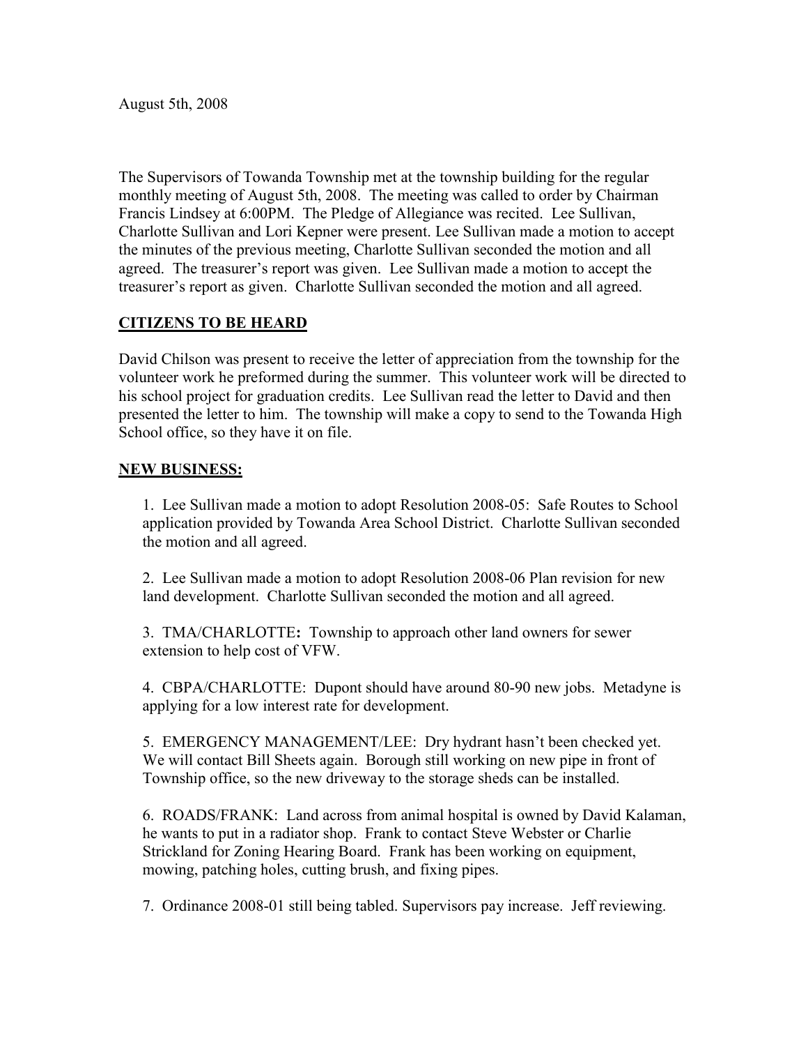August 5th, 2008

The Supervisors of Towanda Township met at the township building for the regular monthly meeting of August 5th, 2008. The meeting was called to order by Chairman Francis Lindsey at 6:00PM. The Pledge of Allegiance was recited. Lee Sullivan, Charlotte Sullivan and Lori Kepner were present. Lee Sullivan made a motion to accept the minutes of the previous meeting, Charlotte Sullivan seconded the motion and all agreed. The treasurer's report was given. Lee Sullivan made a motion to accept the treasurer's report as given. Charlotte Sullivan seconded the motion and all agreed.

## CITIZENS TO BE HEARD

David Chilson was present to receive the letter of appreciation from the township for the volunteer work he preformed during the summer. This volunteer work will be directed to his school project for graduation credits. Lee Sullivan read the letter to David and then presented the letter to him. The township will make a copy to send to the Towanda High School office, so they have it on file.

## NEW BUSINESS:

1. Lee Sullivan made a motion to adopt Resolution 2008-05: Safe Routes to School application provided by Towanda Area School District. Charlotte Sullivan seconded the motion and all agreed.

2. Lee Sullivan made a motion to adopt Resolution 2008-06 Plan revision for new land development. Charlotte Sullivan seconded the motion and all agreed.

3. TMA/CHARLOTTE**:** Township to approach other land owners for sewer extension to help cost of VFW.

4. CBPA/CHARLOTTE: Dupont should have around 80-90 new jobs. Metadyne is applying for a low interest rate for development.

5. EMERGENCY MANAGEMENT/LEE: Dry hydrant hasn't been checked yet. We will contact Bill Sheets again. Borough still working on new pipe in front of Township office, so the new driveway to the storage sheds can be installed.

6. ROADS/FRANK: Land across from animal hospital is owned by David Kalaman, he wants to put in a radiator shop. Frank to contact Steve Webster or Charlie Strickland for Zoning Hearing Board. Frank has been working on equipment, mowing, patching holes, cutting brush, and fixing pipes.

7. Ordinance 2008-01 still being tabled. Supervisors pay increase. Jeff reviewing.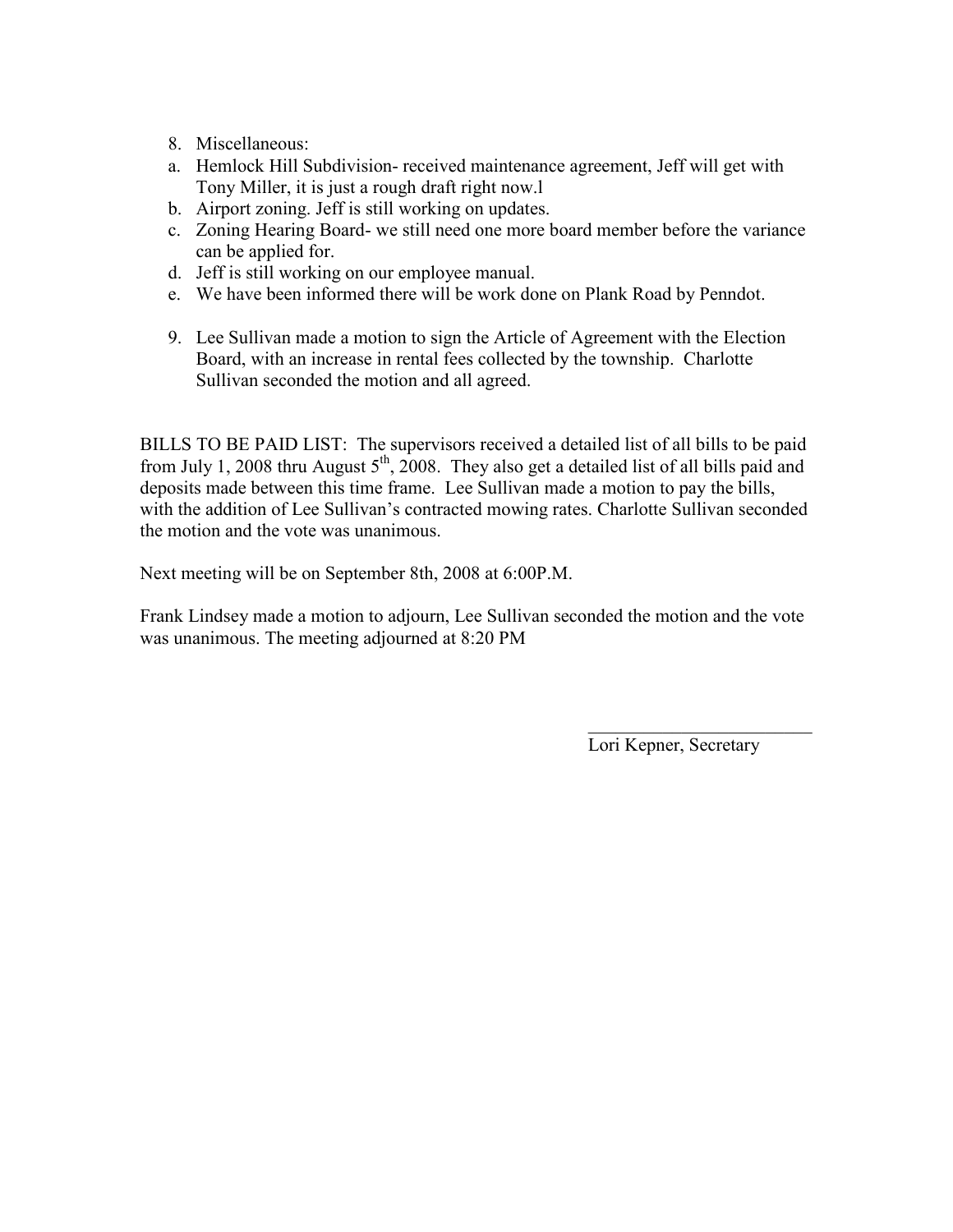8. Miscellaneous:

a. Hemlock Hill Subdivision- received maintenance agreement, Jeff will get with Tony Miller, it is just a rough draft right now.l
b. Airport zoning. Jeff is still working on updates.
c. Zoning Hearing Board- we still need one more board member before the variance can be applied for.
d. Jeff is still working on our employee manual.
e. We have been informed there will be work done on Plank Road by Penndot.

9. Lee Sullivan made a motion to sign the Article of Agreement with the Election Board, with an increase in rental fees collected by the township. Charlotte Sullivan seconded the motion and all agreed.

BILLS TO BE PAID LIST: The supervisors received a detailed list of all bills to be paid from July 1, 2008 thru August 5th, 2008. They also get a detailed list of all bills paid and deposits made between this time frame. Lee Sullivan made a motion to pay the bills, with the addition of Lee Sullivan's contracted mowing rates. Charlotte Sullivan seconded the motion and the vote was unanimous.

Next meeting will be on September 8th, 2008 at 6:00P.M.

Frank Lindsey made a motion to adjourn, Lee Sullivan seconded the motion and the vote was unanimous. The meeting adjourned at 8:20 PM

\_\_\_\_\_\_\_\_\_\_\_\_\_\_\_\_\_\_\_\_\_\_\_\_\_

Lori Kepner, Secretary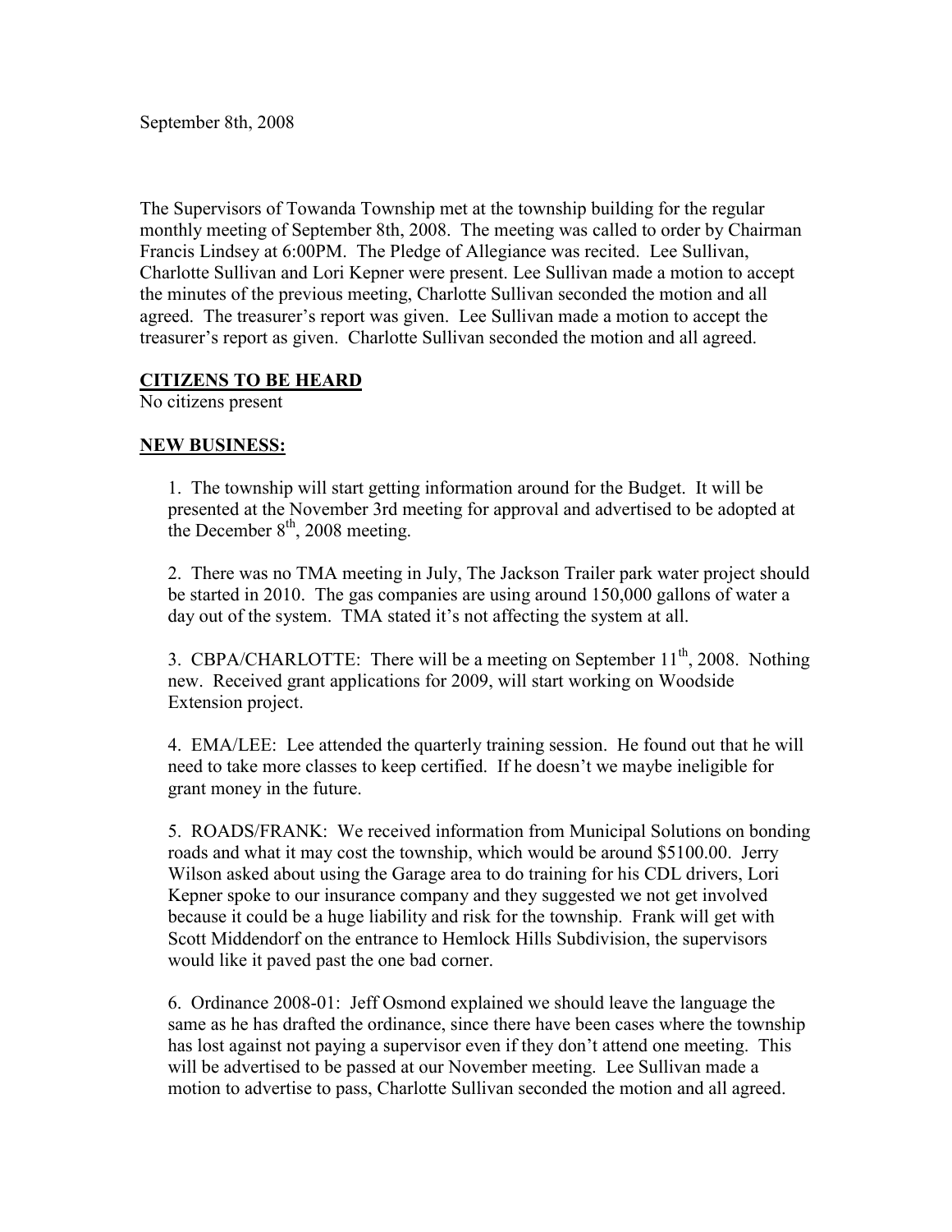September 8th, 2008

The Supervisors of Towanda Township met at the township building for the regular monthly meeting of September 8th, 2008. The meeting was called to order by Chairman Francis Lindsey at 6:00PM. The Pledge of Allegiance was recited. Lee Sullivan, Charlotte Sullivan and Lori Kepner were present. Lee Sullivan made a motion to accept the minutes of the previous meeting, Charlotte Sullivan seconded the motion and all agreed. The treasurer's report was given. Lee Sullivan made a motion to accept the treasurer's report as given. Charlotte Sullivan seconded the motion and all agreed.

**CITIZENS TO BE HEARD**

No citizens present

**NEW BUSINESS:**

1. The township will start getting information around for the Budget. It will be presented at the November 3rd meeting for approval and advertised to be adopted at the December 8th, 2008 meeting.

2. There was no TMA meeting in July, The Jackson Trailer park water project should be started in 2010. The gas companies are using around 150,000 gallons of water a day out of the system. TMA stated it's not affecting the system at all.

3. CBPA/CHARLOTTE: There will be a meeting on September 11th, 2008. Nothing new. Received grant applications for 2009, will start working on Woodside Extension project.

4. EMA/LEE: Lee attended the quarterly training session. He found out that he will need to take more classes to keep certified. If he doesn't we maybe ineligible for grant money in the future.

5. ROADS/FRANK: We received information from Municipal Solutions on bonding roads and what it may cost the township, which would be around $5100.00. Jerry Wilson asked about using the Garage area to do training for his CDL drivers, Lori Kepner spoke to our insurance company and they suggested we not get involved because it could be a huge liability and risk for the township. Frank will get with Scott Middendorf on the entrance to Hemlock Hills Subdivision, the supervisors would like it paved past the one bad corner.

6. Ordinance 2008-01: Jeff Osmond explained we should leave the language the same as he has drafted the ordinance, since there have been cases where the township has lost against not paying a supervisor even if they don't attend one meeting. This will be advertised to be passed at our November meeting. Lee Sullivan made a motion to advertise to pass, Charlotte Sullivan seconded the motion and all agreed.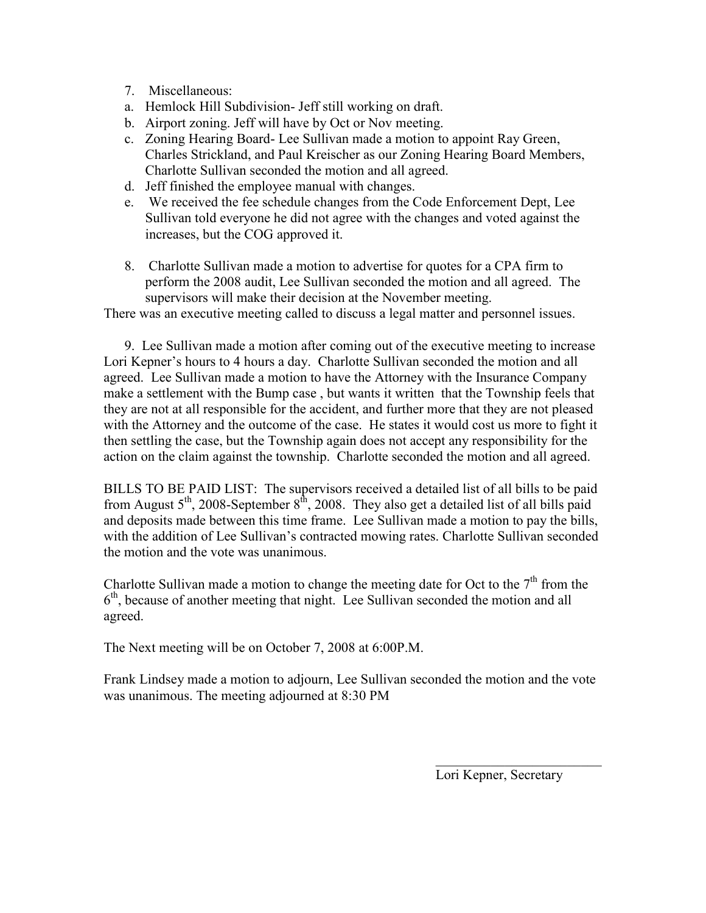7. Miscellaneous:

a. Hemlock Hill Subdivision- Jeff still working on draft.
b. Airport zoning. Jeff will have by Oct or Nov meeting.
c. Zoning Hearing Board- Lee Sullivan made a motion to appoint Ray Green, Charles Strickland, and Paul Kreischer as our Zoning Hearing Board Members, Charlotte Sullivan seconded the motion and all agreed.
d. Jeff finished the employee manual with changes.
e. We received the fee schedule changes from the Code Enforcement Dept, Lee Sullivan told everyone he did not agree with the changes and voted against the increases, but the COG approved it.

8. Charlotte Sullivan made a motion to advertise for quotes for a CPA firm to perform the 2008 audit, Lee Sullivan seconded the motion and all agreed. The supervisors will make their decision at the November meeting.

There was an executive meeting called to discuss a legal matter and personnel issues.

9. Lee Sullivan made a motion after coming out of the executive meeting to increase Lori Kepner's hours to 4 hours a day. Charlotte Sullivan seconded the motion and all agreed. Lee Sullivan made a motion to have the Attorney with the Insurance Company make a settlement with the Bump case , but wants it written that the Township feels that they are not at all responsible for the accident, and further more that they are not pleased with the Attorney and the outcome of the case. He states it would cost us more to fight it then settling the case, but the Township again does not accept any responsibility for the action on the claim against the township. Charlotte seconded the motion and all agreed.

BILLS TO BE PAID LIST: The supervisors received a detailed list of all bills to be paid from August 5th, 2008-September 8th, 2008. They also get a detailed list of all bills paid and deposits made between this time frame. Lee Sullivan made a motion to pay the bills, with the addition of Lee Sullivan's contracted mowing rates. Charlotte Sullivan seconded the motion and the vote was unanimous.

Charlotte Sullivan made a motion to change the meeting date for Oct to the 7th from the 6th, because of another meeting that night. Lee Sullivan seconded the motion and all agreed.

The Next meeting will be on October 7, 2008 at 6:00P.M.

Frank Lindsey made a motion to adjourn, Lee Sullivan seconded the motion and the vote was unanimous. The meeting adjourned at 8:30 PM

\_\_\_\_\_\_\_\_\_\_\_\_\_\_\_\_\_\_\_\_\_\_\_\_

Lori Kepner, Secretary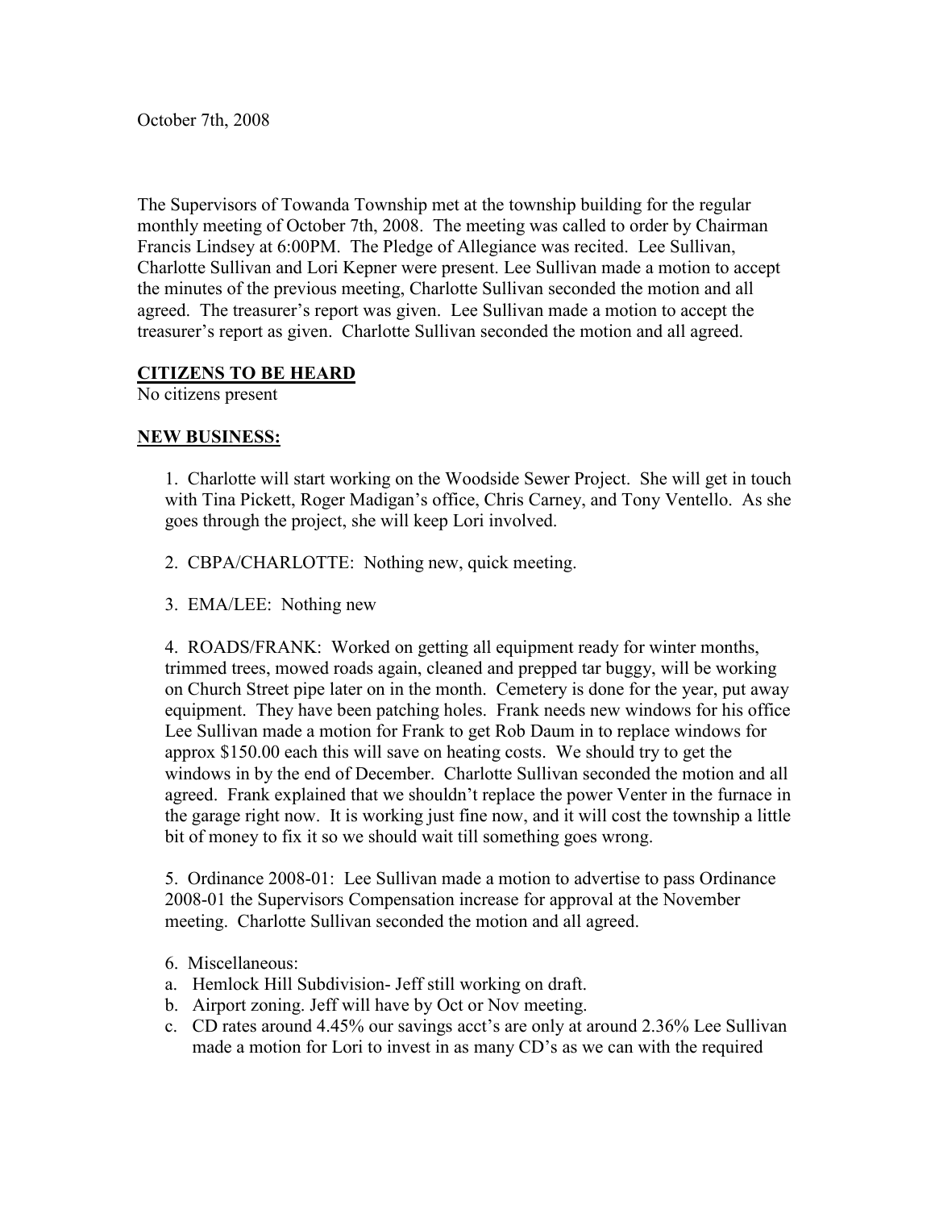October 7th, 2008

The Supervisors of Towanda Township met at the township building for the regular monthly meeting of October 7th, 2008. The meeting was called to order by Chairman Francis Lindsey at 6:00PM. The Pledge of Allegiance was recited. Lee Sullivan, Charlotte Sullivan and Lori Kepner were present. Lee Sullivan made a motion to accept the minutes of the previous meeting, Charlotte Sullivan seconded the motion and all agreed. The treasurer's report was given. Lee Sullivan made a motion to accept the treasurer's report as given. Charlotte Sullivan seconded the motion and all agreed.

**CITIZENS TO BE HEARD**

No citizens present

**NEW BUSINESS:**

1. Charlotte will start working on the Woodside Sewer Project. She will get in touch with Tina Pickett, Roger Madigan's office, Chris Carney, and Tony Ventello. As she goes through the project, she will keep Lori involved.

2. CBPA/CHARLOTTE: Nothing new, quick meeting.

3. EMA/LEE: Nothing new

4. ROADS/FRANK: Worked on getting all equipment ready for winter months, trimmed trees, mowed roads again, cleaned and prepped tar buggy, will be working on Church Street pipe later on in the month. Cemetery is done for the year, put away equipment. They have been patching holes. Frank needs new windows for his office Lee Sullivan made a motion for Frank to get Rob Daum in to replace windows for approx $150.00 each this will save on heating costs. We should try to get the windows in by the end of December. Charlotte Sullivan seconded the motion and all agreed. Frank explained that we shouldn't replace the power Venter in the furnace in the garage right now. It is working just fine now, and it will cost the township a little bit of money to fix it so we should wait till something goes wrong.

5. Ordinance 2008-01: Lee Sullivan made a motion to advertise to pass Ordinance 2008-01 the Supervisors Compensation increase for approval at the November meeting. Charlotte Sullivan seconded the motion and all agreed.

6. Miscellaneous:

a. Hemlock Hill Subdivision- Jeff still working on draft.

b. Airport zoning. Jeff will have by Oct or Nov meeting.

c. CD rates around 4.45% our savings acct's are only at around 2.36% Lee Sullivan made a motion for Lori to invest in as many CD's as we can with the required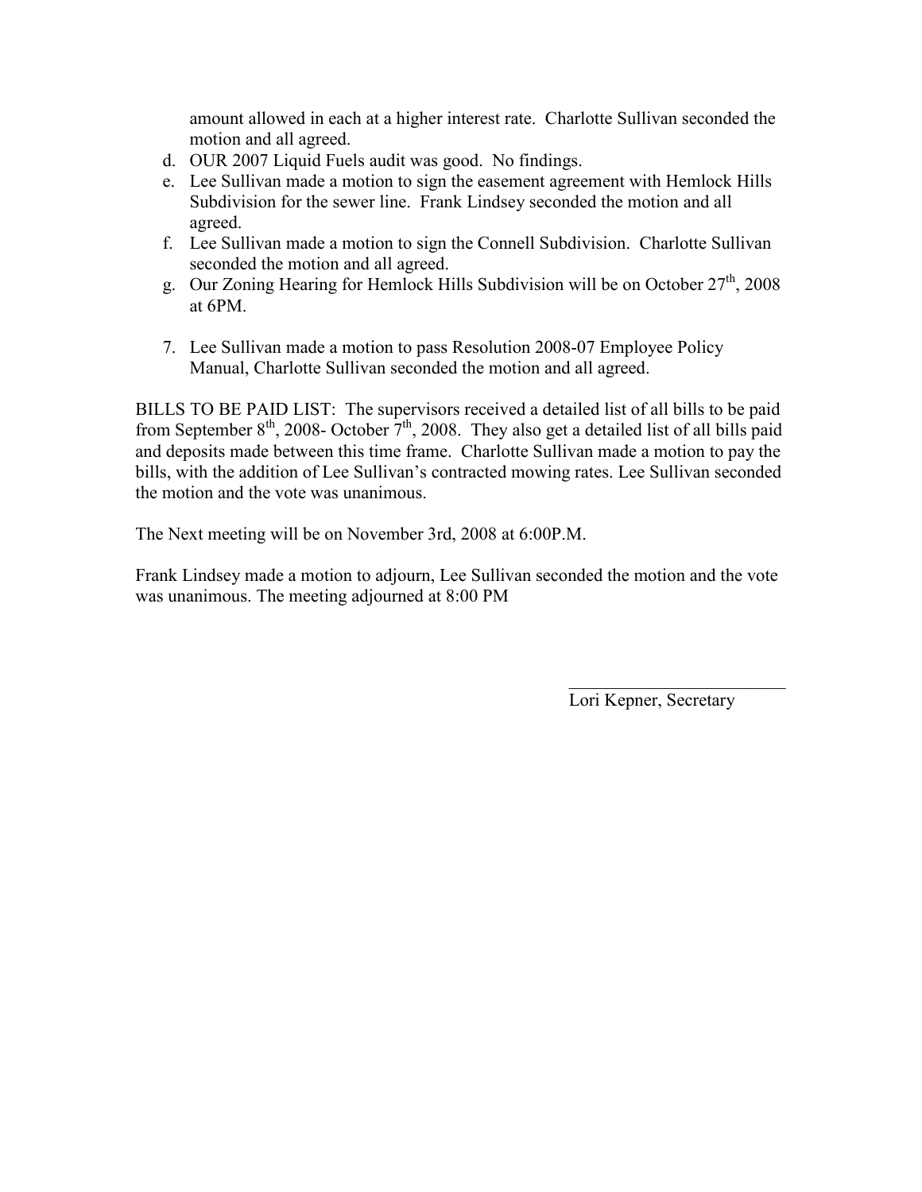amount allowed in each at a higher interest rate. Charlotte Sullivan seconded the motion and all agreed.

d. OUR 2007 Liquid Fuels audit was good. No findings.
e. Lee Sullivan made a motion to sign the easement agreement with Hemlock Hills Subdivision for the sewer line. Frank Lindsey seconded the motion and all agreed.
f. Lee Sullivan made a motion to sign the Connell Subdivision. Charlotte Sullivan seconded the motion and all agreed.
g. Our Zoning Hearing for Hemlock Hills Subdivision will be on October 27th, 2008 at 6PM.

7. Lee Sullivan made a motion to pass Resolution 2008-07 Employee Policy Manual, Charlotte Sullivan seconded the motion and all agreed.

BILLS TO BE PAID LIST: The supervisors received a detailed list of all bills to be paid from September 8th, 2008- October 7th, 2008. They also get a detailed list of all bills paid and deposits made between this time frame. Charlotte Sullivan made a motion to pay the bills, with the addition of Lee Sullivan's contracted mowing rates. Lee Sullivan seconded the motion and the vote was unanimous.

The Next meeting will be on November 3rd, 2008 at 6:00P.M.

Frank Lindsey made a motion to adjourn, Lee Sullivan seconded the motion and the vote was unanimous. The meeting adjourned at 8:00 PM

\_\_\_\_\_\_\_\_\_\_\_\_\_\_\_\_\_\_\_\_\_\_\_\_

Lori Kepner, Secretary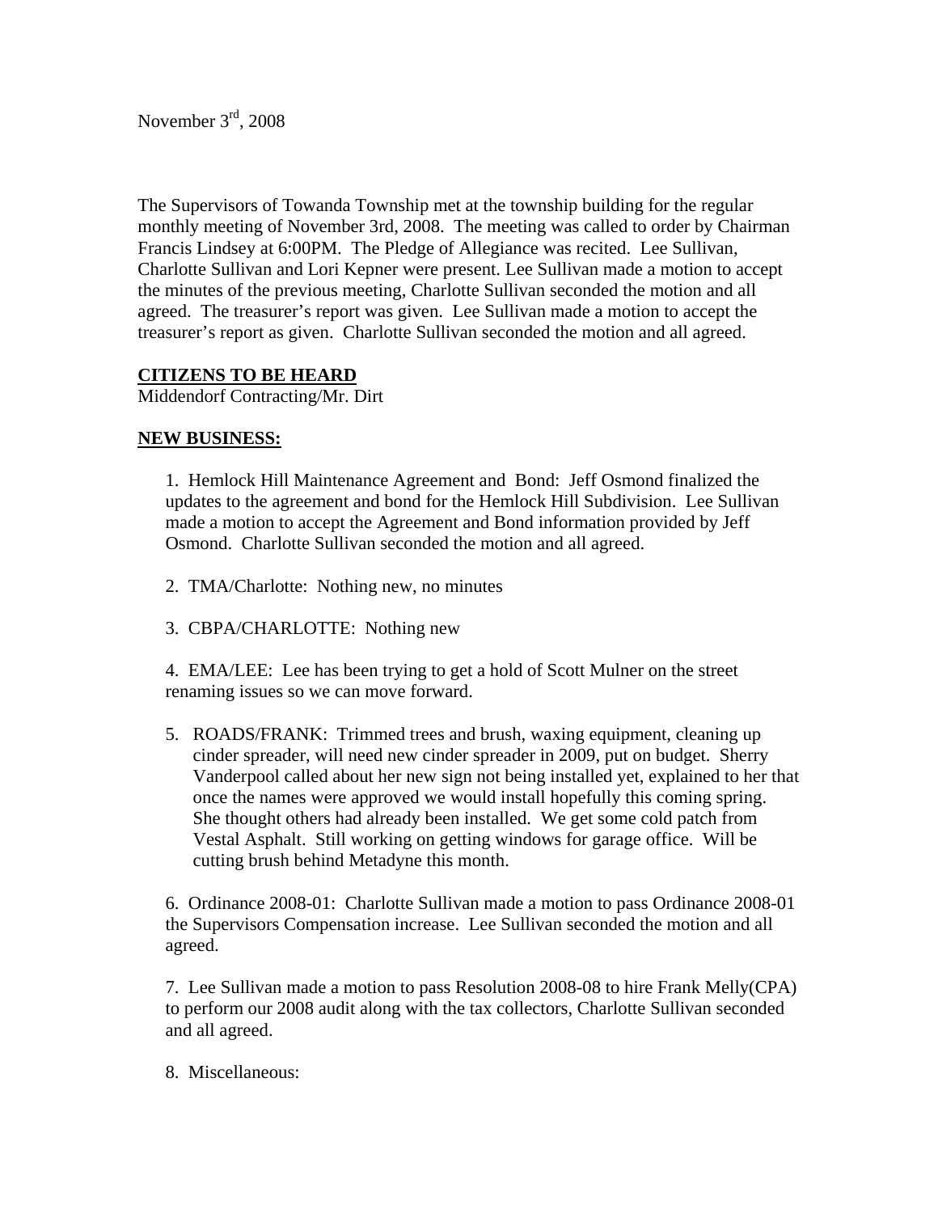November 3rd, 2008

The Supervisors of Towanda Township met at the township building for the regular monthly meeting of November 3rd, 2008. The meeting was called to order by Chairman Francis Lindsey at 6:00PM. The Pledge of Allegiance was recited. Lee Sullivan, Charlotte Sullivan and Lori Kepner were present. Lee Sullivan made a motion to accept the minutes of the previous meeting, Charlotte Sullivan seconded the motion and all agreed. The treasurer's report was given. Lee Sullivan made a motion to accept the treasurer's report as given. Charlotte Sullivan seconded the motion and all agreed.

**CITIZENS TO BE HEARD**

Middendorf Contracting/Mr. Dirt

**NEW BUSINESS:**

1. Hemlock Hill Maintenance Agreement and Bond: Jeff Osmond finalized the updates to the agreement and bond for the Hemlock Hill Subdivision. Lee Sullivan made a motion to accept the Agreement and Bond information provided by Jeff Osmond. Charlotte Sullivan seconded the motion and all agreed.

2. TMA/Charlotte: Nothing new, no minutes

3. CBPA/CHARLOTTE: Nothing new

4. EMA/LEE: Lee has been trying to get a hold of Scott Mulner on the street renaming issues so we can move forward.

5. ROADS/FRANK: Trimmed trees and brush, waxing equipment, cleaning up cinder spreader, will need new cinder spreader in 2009, put on budget. Sherry Vanderpool called about her new sign not being installed yet, explained to her that once the names were approved we would install hopefully this coming spring. She thought others had already been installed. We get some cold patch from Vestal Asphalt. Still working on getting windows for garage office. Will be cutting brush behind Metadyne this month.

6. Ordinance 2008-01: Charlotte Sullivan made a motion to pass Ordinance 2008-01 the Supervisors Compensation increase. Lee Sullivan seconded the motion and all agreed.

7. Lee Sullivan made a motion to pass Resolution 2008-08 to hire Frank Melly(CPA) to perform our 2008 audit along with the tax collectors, Charlotte Sullivan seconded and all agreed.

8. Miscellaneous: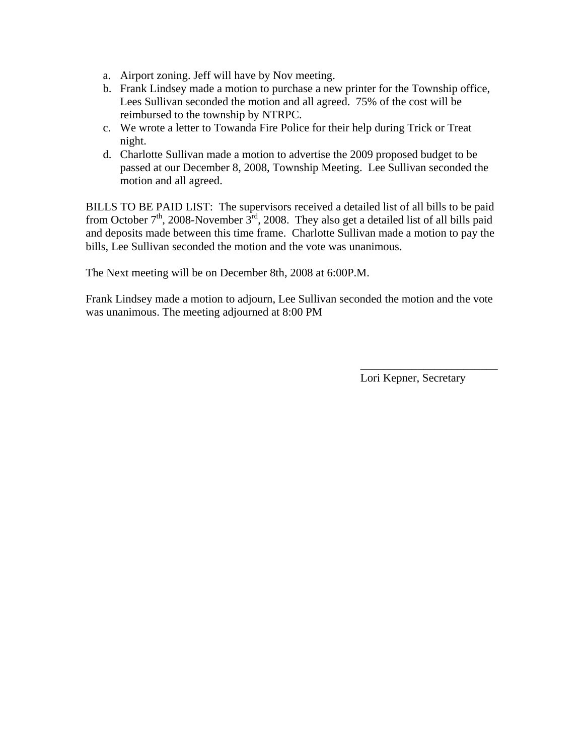a. Airport zoning. Jeff will have by Nov meeting.
b. Frank Lindsey made a motion to purchase a new printer for the Township office, Lees Sullivan seconded the motion and all agreed. 75% of the cost will be reimbursed to the township by NTRPC.
c. We wrote a letter to Towanda Fire Police for their help during Trick or Treat night.
d. Charlotte Sullivan made a motion to advertise the 2009 proposed budget to be passed at our December 8, 2008, Township Meeting. Lee Sullivan seconded the motion and all agreed.

BILLS TO BE PAID LIST: The supervisors received a detailed list of all bills to be paid from October 7th, 2008-November 3rd, 2008. They also get a detailed list of all bills paid and deposits made between this time frame. Charlotte Sullivan made a motion to pay the bills, Lee Sullivan seconded the motion and the vote was unanimous.

The Next meeting will be on December 8th, 2008 at 6:00P.M.

Frank Lindsey made a motion to adjourn, Lee Sullivan seconded the motion and the vote was unanimous. The meeting adjourned at 8:00 PM

\_\_\_\_\_\_\_\_\_\_\_\_\_\_\_\_\_\_\_\_\_\_\_\_\_

Lori Kepner, Secretary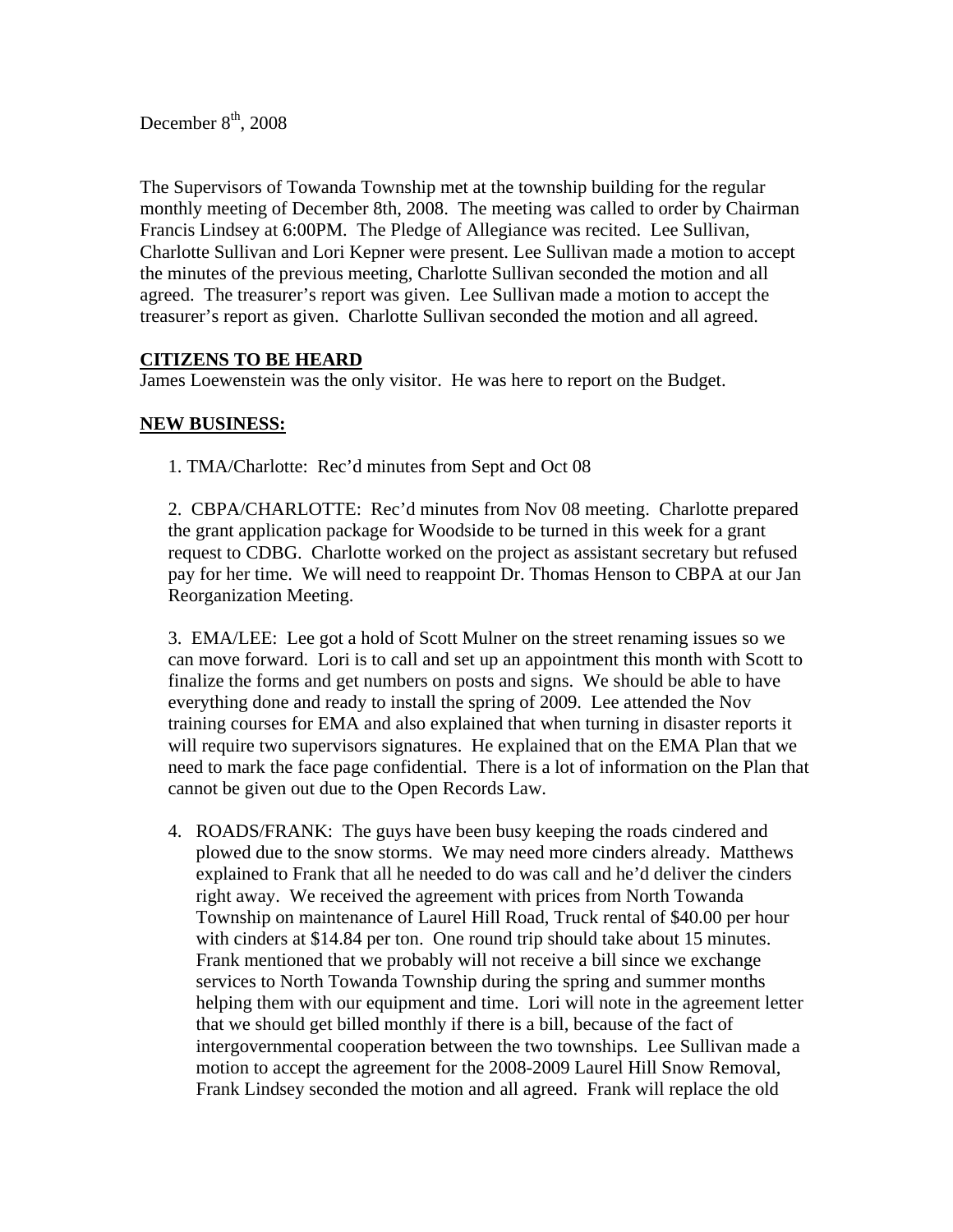December 8th, 2008

The Supervisors of Towanda Township met at the township building for the regular monthly meeting of December 8th, 2008. The meeting was called to order by Chairman Francis Lindsey at 6:00PM. The Pledge of Allegiance was recited. Lee Sullivan, Charlotte Sullivan and Lori Kepner were present. Lee Sullivan made a motion to accept the minutes of the previous meeting, Charlotte Sullivan seconded the motion and all agreed. The treasurer's report was given. Lee Sullivan made a motion to accept the treasurer's report as given. Charlotte Sullivan seconded the motion and all agreed.

**CITIZENS TO BE HEARD**

James Loewenstein was the only visitor. He was here to report on the Budget.

**NEW BUSINESS:**

1. TMA/Charlotte: Rec'd minutes from Sept and Oct 08

2. CBPA/CHARLOTTE: Rec'd minutes from Nov 08 meeting. Charlotte prepared the grant application package for Woodside to be turned in this week for a grant request to CDBG. Charlotte worked on the project as assistant secretary but refused pay for her time. We will need to reappoint Dr. Thomas Henson to CBPA at our Jan Reorganization Meeting.

3. EMA/LEE: Lee got a hold of Scott Mulner on the street renaming issues so we can move forward. Lori is to call and set up an appointment this month with Scott to finalize the forms and get numbers on posts and signs. We should be able to have everything done and ready to install the spring of 2009. Lee attended the Nov training courses for EMA and also explained that when turning in disaster reports it will require two supervisors signatures. He explained that on the EMA Plan that we need to mark the face page confidential. There is a lot of information on the Plan that cannot be given out due to the Open Records Law.

4. ROADS/FRANK: The guys have been busy keeping the roads cindered and plowed due to the snow storms. We may need more cinders already. Matthews explained to Frank that all he needed to do was call and he'd deliver the cinders right away. We received the agreement with prices from North Towanda Township on maintenance of Laurel Hill Road, Truck rental of $40.00 per hour with cinders at $14.84 per ton. One round trip should take about 15 minutes. Frank mentioned that we probably will not receive a bill since we exchange services to North Towanda Township during the spring and summer months helping them with our equipment and time. Lori will note in the agreement letter that we should get billed monthly if there is a bill, because of the fact of intergovernmental cooperation between the two townships. Lee Sullivan made a motion to accept the agreement for the 2008-2009 Laurel Hill Snow Removal, Frank Lindsey seconded the motion and all agreed. Frank will replace the old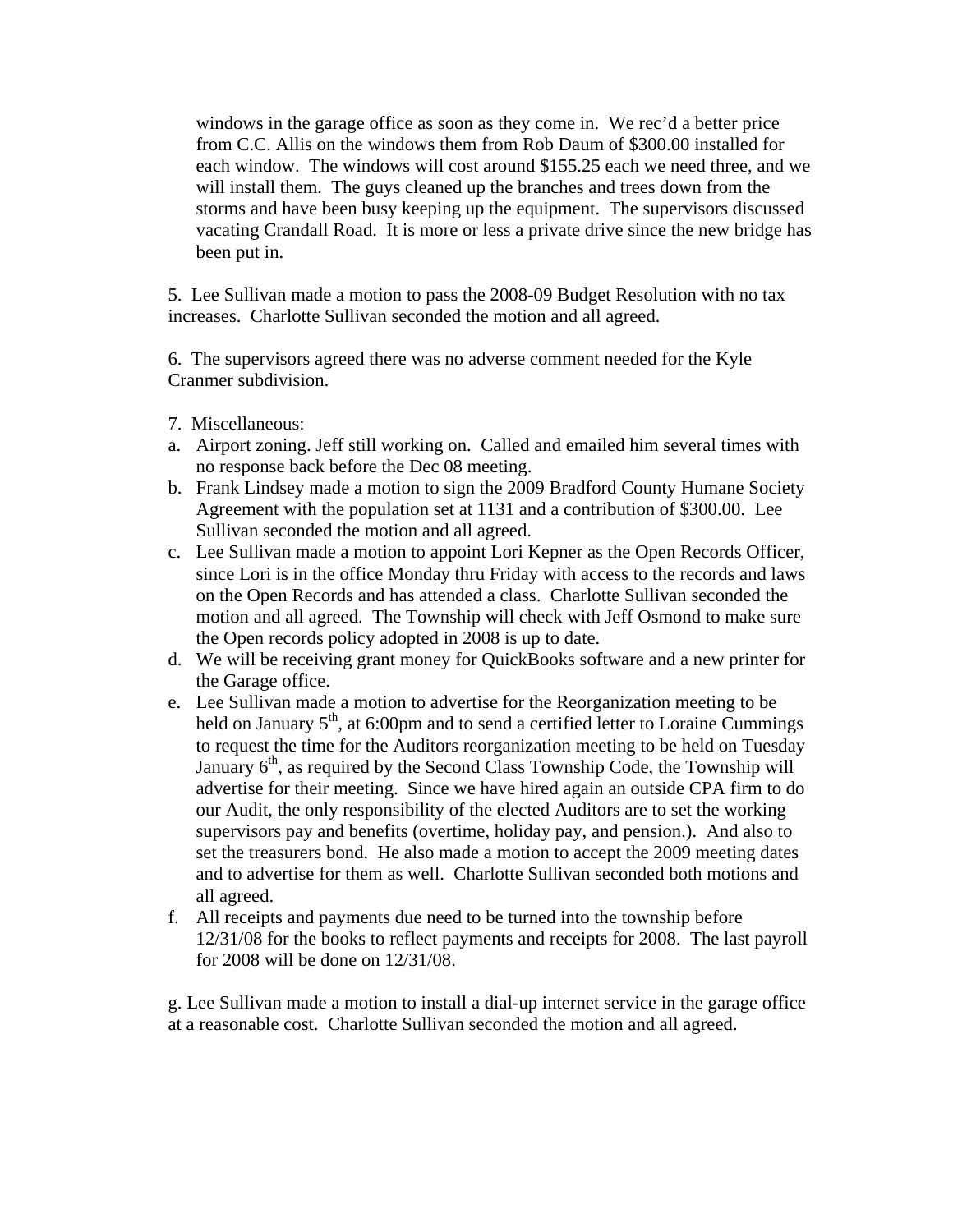windows in the garage office as soon as they come in. We rec'd a better price from C.C. Allis on the windows them from Rob Daum of $300.00 installed for each window. The windows will cost around $155.25 each we need three, and we will install them. The guys cleaned up the branches and trees down from the storms and have been busy keeping up the equipment. The supervisors discussed vacating Crandall Road. It is more or less a private drive since the new bridge has been put in.

5. Lee Sullivan made a motion to pass the 2008-09 Budget Resolution with no tax increases. Charlotte Sullivan seconded the motion and all agreed.

6. The supervisors agreed there was no adverse comment needed for the Kyle Cranmer subdivision.

7. Miscellaneous:

a. Airport zoning. Jeff still working on. Called and emailed him several times with no response back before the Dec 08 meeting.
b. Frank Lindsey made a motion to sign the 2009 Bradford County Humane Society Agreement with the population set at 1131 and a contribution of $300.00. Lee Sullivan seconded the motion and all agreed.
c. Lee Sullivan made a motion to appoint Lori Kepner as the Open Records Officer, since Lori is in the office Monday thru Friday with access to the records and laws on the Open Records and has attended a class. Charlotte Sullivan seconded the motion and all agreed. The Township will check with Jeff Osmond to make sure the Open records policy adopted in 2008 is up to date.
d. We will be receiving grant money for QuickBooks software and a new printer for the Garage office.
e. Lee Sullivan made a motion to advertise for the Reorganization meeting to be held on January 5th, at 6:00pm and to send a certified letter to Loraine Cummings to request the time for the Auditors reorganization meeting to be held on Tuesday January 6th, as required by the Second Class Township Code, the Township will advertise for their meeting. Since we have hired again an outside CPA firm to do our Audit, the only responsibility of the elected Auditors are to set the working supervisors pay and benefits (overtime, holiday pay, and pension.). And also to set the treasurers bond. He also made a motion to accept the 2009 meeting dates and to advertise for them as well. Charlotte Sullivan seconded both motions and all agreed.
f. All receipts and payments due need to be turned into the township before 12/31/08 for the books to reflect payments and receipts for 2008. The last payroll for 2008 will be done on 12/31/08.

g. Lee Sullivan made a motion to install a dial-up internet service in the garage office at a reasonable cost. Charlotte Sullivan seconded the motion and all agreed.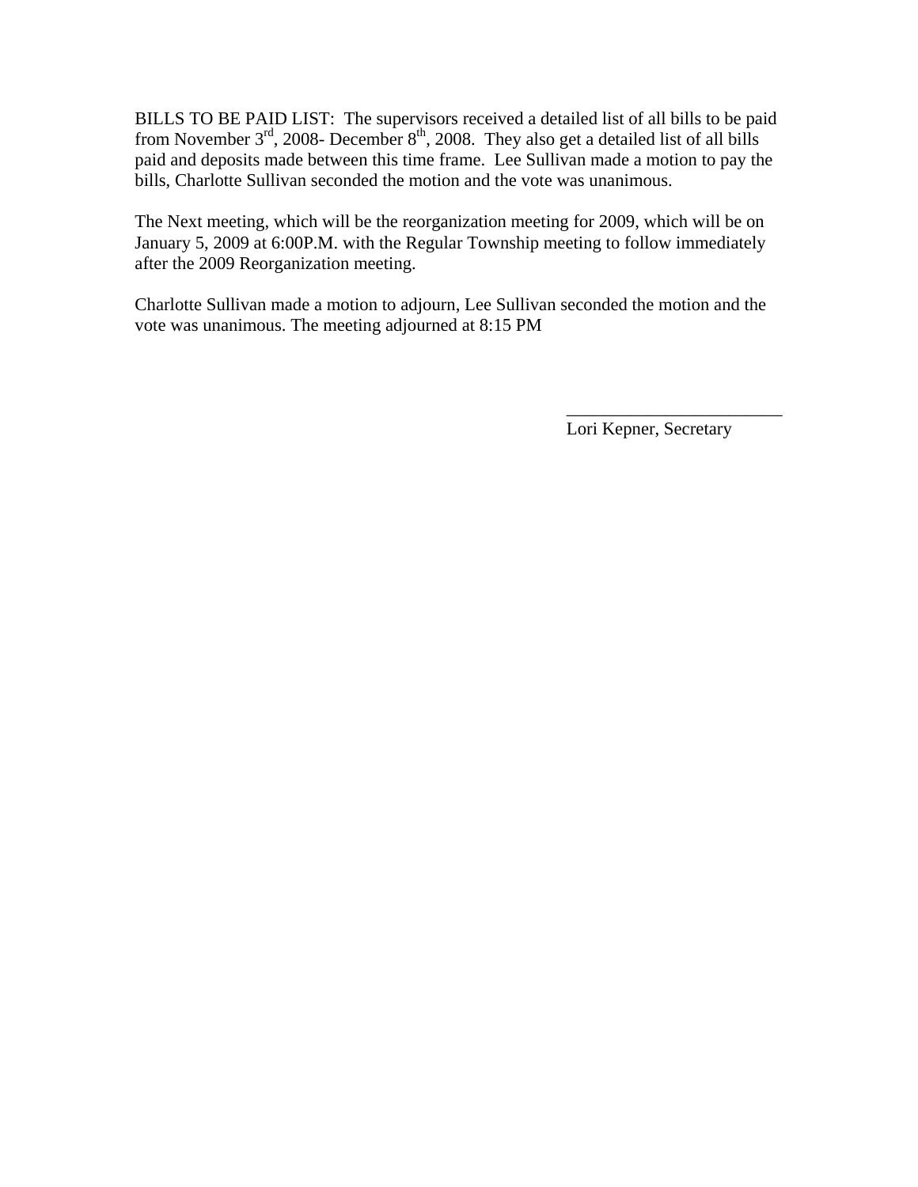BILLS TO BE PAID LIST: The supervisors received a detailed list of all bills to be paid from November 3rd, 2008- December 8th, 2008. They also get a detailed list of all bills paid and deposits made between this time frame. Lee Sullivan made a motion to pay the bills, Charlotte Sullivan seconded the motion and the vote was unanimous.

The Next meeting, which will be the reorganization meeting for 2009, which will be on January 5, 2009 at 6:00P.M. with the Regular Township meeting to follow immediately after the 2009 Reorganization meeting.

Charlotte Sullivan made a motion to adjourn, Lee Sullivan seconded the motion and the vote was unanimous. The meeting adjourned at 8:15 PM

\_\_\_\_\_\_\_\_\_\_\_\_\_\_\_\_\_\_\_\_\_\_\_\_\_

Lori Kepner, Secretary